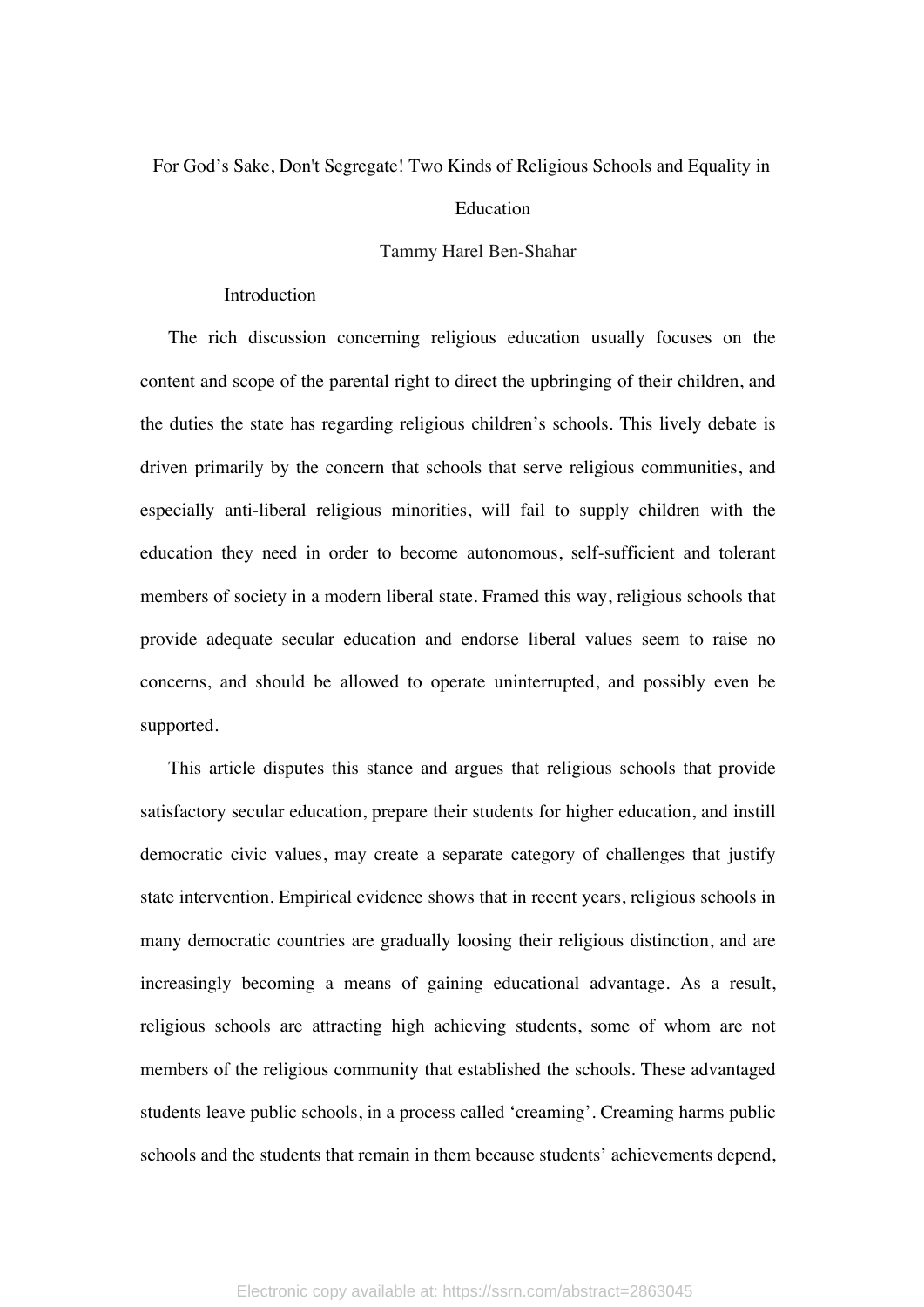# For God's Sake, Don't Segregate! Two Kinds of Religious Schools and Equality in Education

Tammy Harel Ben-Shahar

## Introduction

The rich discussion concerning religious education usually focuses on the content and scope of the parental right to direct the upbringing of their children, and the duties the state has regarding religious children's schools. This lively debate is driven primarily by the concern that schools that serve religious communities, and especially anti-liberal religious minorities, will fail to supply children with the education they need in order to become autonomous, self-sufficient and tolerant members of society in a modern liberal state. Framed this way, religious schools that provide adequate secular education and endorse liberal values seem to raise no concerns, and should be allowed to operate uninterrupted, and possibly even be supported.

This article disputes this stance and argues that religious schools that provide satisfactory secular education, prepare their students for higher education, and instill democratic civic values, may create a separate category of challenges that justify state intervention. Empirical evidence shows that in recent years, religious schools in many democratic countries are gradually loosing their religious distinction, and are increasingly becoming a means of gaining educational advantage. As a result, religious schools are attracting high achieving students, some of whom are not members of the religious community that established the schools. These advantaged students leave public schools, in a process called 'creaming'. Creaming harms public schools and the students that remain in them because students' achievements depend,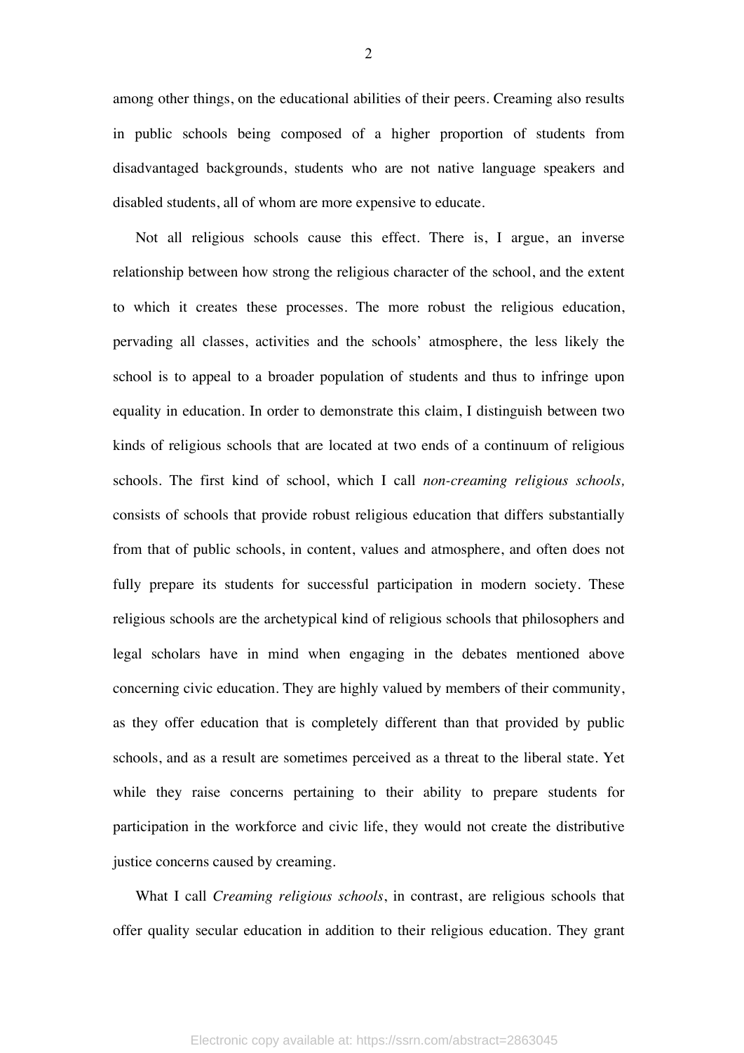among other things, on the educational abilities of their peers. Creaming also results in public schools being composed of a higher proportion of students from disadvantaged backgrounds, students who are not native language speakers and disabled students, all of whom are more expensive to educate.

Not all religious schools cause this effect. There is, I argue, an inverse relationship between how strong the religious character of the school, and the extent to which it creates these processes. The more robust the religious education, pervading all classes, activities and the schools' atmosphere, the less likely the school is to appeal to a broader population of students and thus to infringe upon equality in education. In order to demonstrate this claim, I distinguish between two kinds of religious schools that are located at two ends of a continuum of religious schools. The first kind of school, which I call *non-creaming religious schools,* consists of schools that provide robust religious education that differs substantially from that of public schools, in content, values and atmosphere, and often does not fully prepare its students for successful participation in modern society. These religious schools are the archetypical kind of religious schools that philosophers and legal scholars have in mind when engaging in the debates mentioned above concerning civic education. They are highly valued by members of their community, as they offer education that is completely different than that provided by public schools, and as a result are sometimes perceived as a threat to the liberal state. Yet while they raise concerns pertaining to their ability to prepare students for participation in the workforce and civic life, they would not create the distributive justice concerns caused by creaming.

What I call *Creaming religious schools*, in contrast, are religious schools that offer quality secular education in addition to their religious education. They grant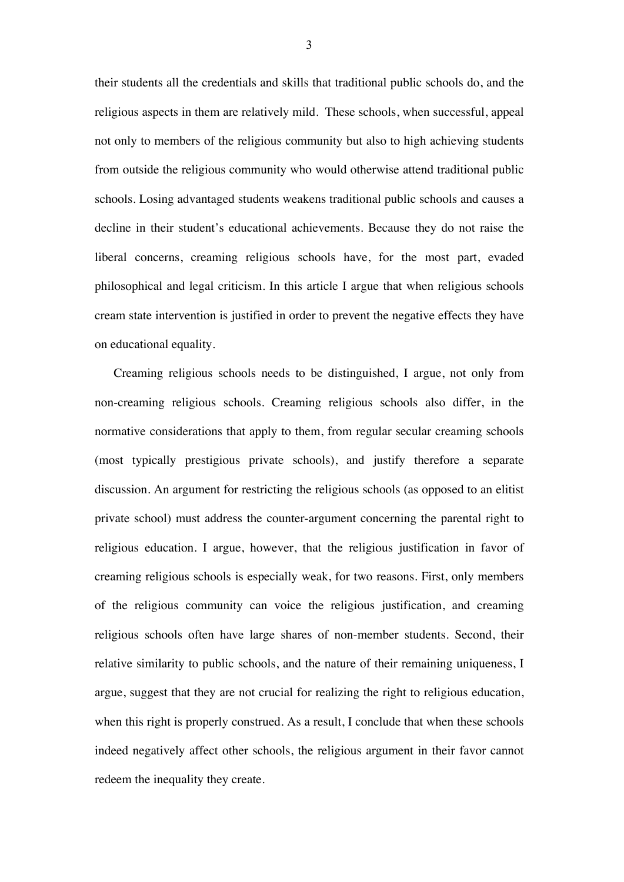their students all the credentials and skills that traditional public schools do, and the religious aspects in them are relatively mild. These schools, when successful, appeal not only to members of the religious community but also to high achieving students from outside the religious community who would otherwise attend traditional public schools. Losing advantaged students weakens traditional public schools and causes a decline in their student's educational achievements. Because they do not raise the liberal concerns, creaming religious schools have, for the most part, evaded philosophical and legal criticism. In this article I argue that when religious schools cream state intervention is justified in order to prevent the negative effects they have on educational equality.

Creaming religious schools needs to be distinguished, I argue, not only from non-creaming religious schools. Creaming religious schools also differ, in the normative considerations that apply to them, from regular secular creaming schools (most typically prestigious private schools), and justify therefore a separate discussion. An argument for restricting the religious schools (as opposed to an elitist private school) must address the counter-argument concerning the parental right to religious education. I argue, however, that the religious justification in favor of creaming religious schools is especially weak, for two reasons. First, only members of the religious community can voice the religious justification, and creaming religious schools often have large shares of non-member students. Second, their relative similarity to public schools, and the nature of their remaining uniqueness, I argue, suggest that they are not crucial for realizing the right to religious education, when this right is properly construed. As a result, I conclude that when these schools indeed negatively affect other schools, the religious argument in their favor cannot redeem the inequality they create.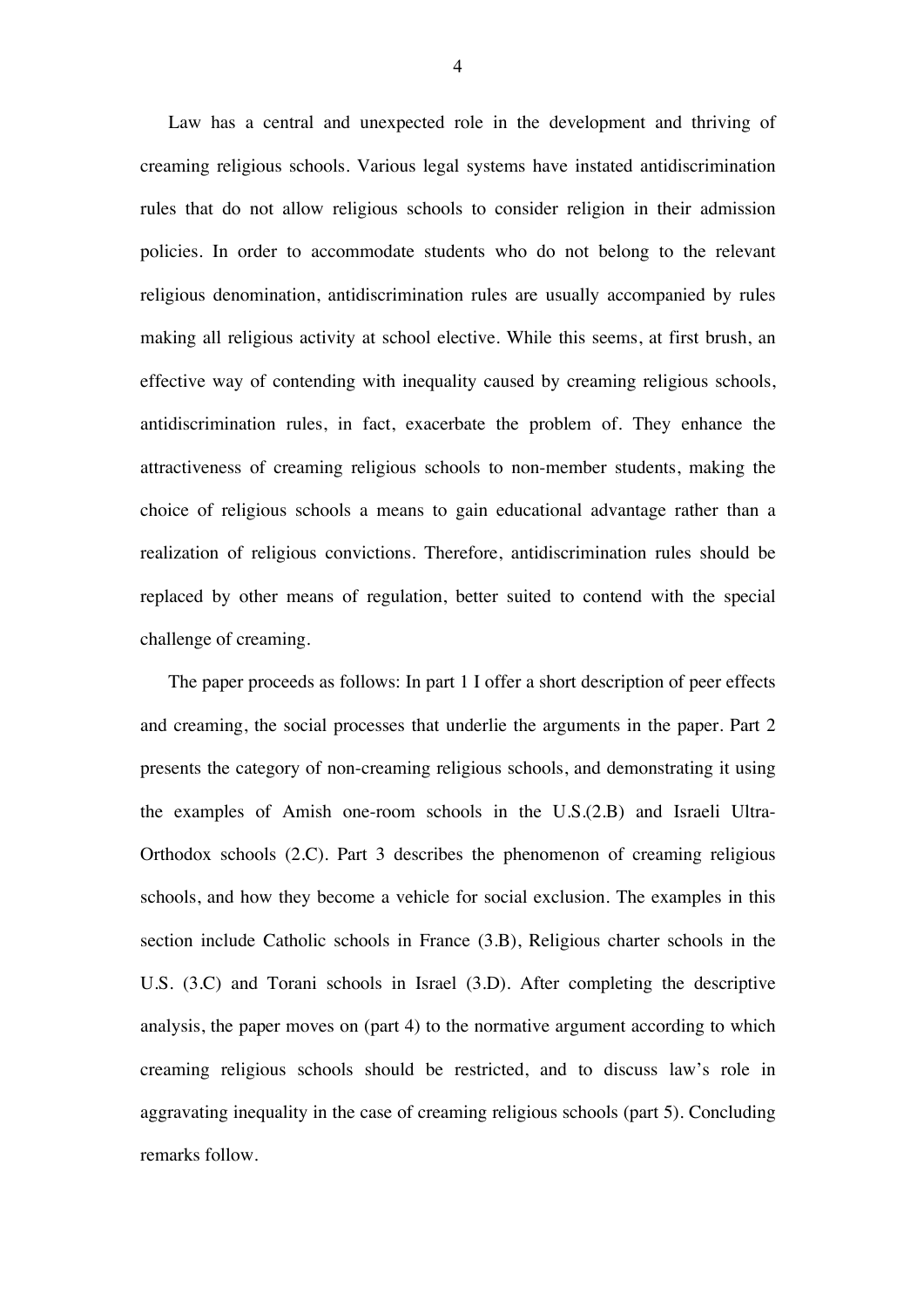Law has a central and unexpected role in the development and thriving of creaming religious schools. Various legal systems have instated antidiscrimination rules that do not allow religious schools to consider religion in their admission policies. In order to accommodate students who do not belong to the relevant religious denomination, antidiscrimination rules are usually accompanied by rules making all religious activity at school elective. While this seems, at first brush, an effective way of contending with inequality caused by creaming religious schools, antidiscrimination rules, in fact, exacerbate the problem of. They enhance the attractiveness of creaming religious schools to non-member students, making the choice of religious schools a means to gain educational advantage rather than a realization of religious convictions. Therefore, antidiscrimination rules should be replaced by other means of regulation, better suited to contend with the special challenge of creaming.

The paper proceeds as follows: In part 1 I offer a short description of peer effects and creaming, the social processes that underlie the arguments in the paper. Part 2 presents the category of non-creaming religious schools, and demonstrating it using the examples of Amish one-room schools in the U.S.(2.B) and Israeli Ultra-Orthodox schools (2.C). Part 3 describes the phenomenon of creaming religious schools, and how they become a vehicle for social exclusion. The examples in this section include Catholic schools in France (3.B), Religious charter schools in the U.S. (3.C) and Torani schools in Israel (3.D). After completing the descriptive analysis, the paper moves on (part 4) to the normative argument according to which creaming religious schools should be restricted, and to discuss law's role in aggravating inequality in the case of creaming religious schools (part 5). Concluding remarks follow.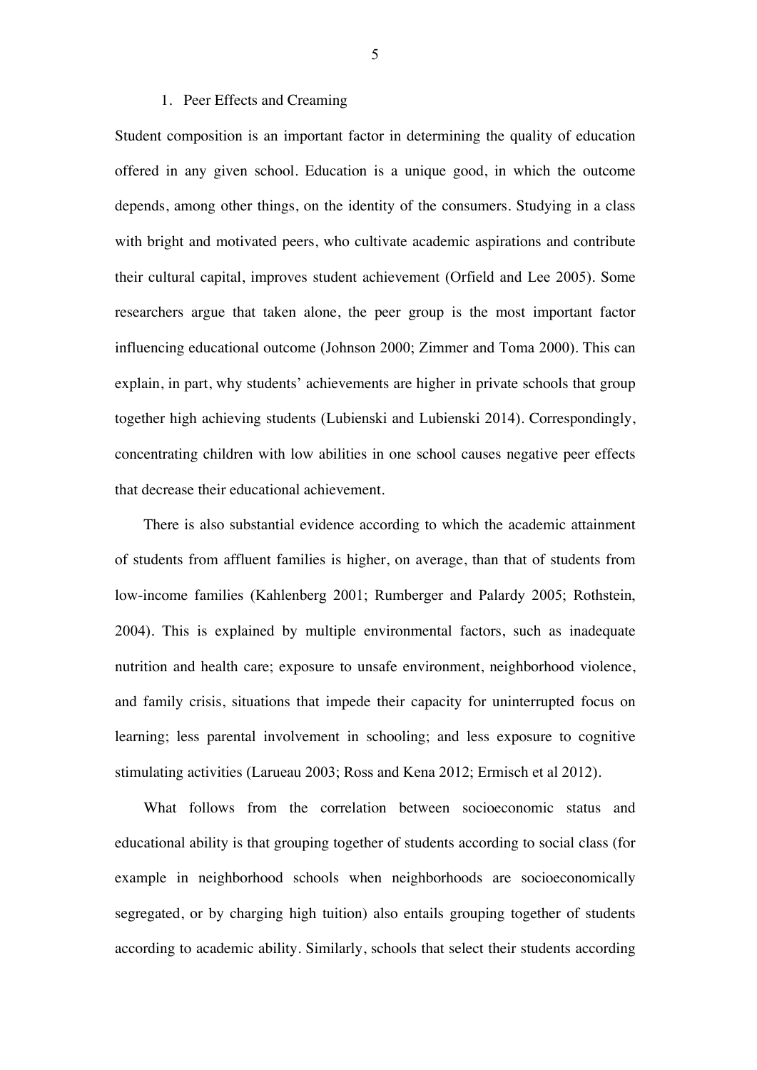## 1. Peer Effects and Creaming

Student composition is an important factor in determining the quality of education offered in any given school. Education is a unique good, in which the outcome depends, among other things, on the identity of the consumers. Studying in a class with bright and motivated peers, who cultivate academic aspirations and contribute their cultural capital, improves student achievement (Orfield and Lee 2005). Some researchers argue that taken alone, the peer group is the most important factor influencing educational outcome (Johnson 2000; Zimmer and Toma 2000). This can explain, in part, why students' achievements are higher in private schools that group together high achieving students (Lubienski and Lubienski 2014). Correspondingly, concentrating children with low abilities in one school causes negative peer effects that decrease their educational achievement.

There is also substantial evidence according to which the academic attainment of students from affluent families is higher, on average, than that of students from low-income families (Kahlenberg 2001; Rumberger and Palardy 2005; Rothstein, 2004). This is explained by multiple environmental factors, such as inadequate nutrition and health care; exposure to unsafe environment, neighborhood violence, and family crisis, situations that impede their capacity for uninterrupted focus on learning; less parental involvement in schooling; and less exposure to cognitive stimulating activities (Larueau 2003; Ross and Kena 2012; Ermisch et al 2012).

What follows from the correlation between socioeconomic status and educational ability is that grouping together of students according to social class (for example in neighborhood schools when neighborhoods are socioeconomically segregated, or by charging high tuition) also entails grouping together of students according to academic ability. Similarly, schools that select their students according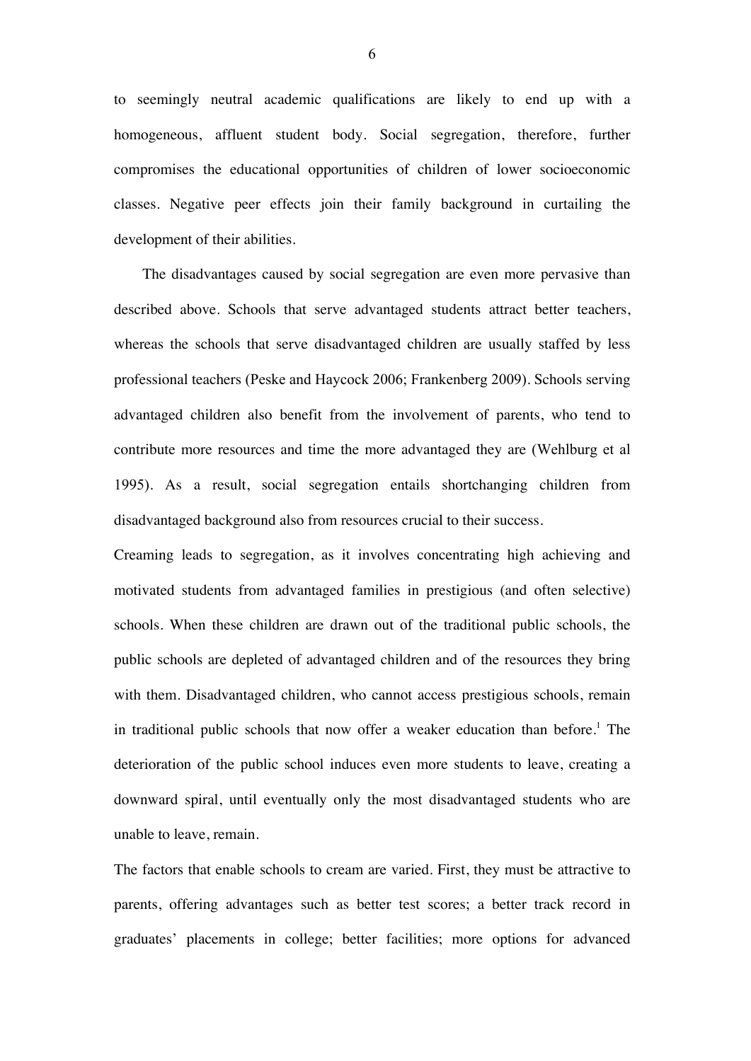to seemingly neutral academic qualifications are likely to end up with a homogeneous, affluent student body. Social segregation, therefore, further compromises the educational opportunities of children of lower socioeconomic classes. Negative peer effects join their family background in curtailing the development of their abilities.

The disadvantages caused by social segregation are even more pervasive than described above. Schools that serve advantaged students attract better teachers, whereas the schools that serve disadvantaged children are usually staffed by less professional teachers (Peske and Haycock 2006; Frankenberg 2009). Schools serving advantaged children also benefit from the involvement of parents, who tend to contribute more resources and time the more advantaged they are (Wehlburg et al 1995). As a result, social segregation entails shortchanging children from disadvantaged background also from resources crucial to their success.

Creaming leads to segregation, as it involves concentrating high achieving and motivated students from advantaged families in prestigious (and often selective) schools. When these children are drawn out of the traditional public schools, the public schools are depleted of advantaged children and of the resources they bring with them. Disadvantaged children, who cannot access prestigious schools, remain in traditional public schools that now offer a weaker education than before.[1] The deterioration of the public school induces even more students to leave, creating a downward spiral, until eventually only the most disadvantaged students who are unable to leave, remain.

The factors that enable schools to cream are varied. First, they must be attractive to parents, offering advantages such as better test scores; a better track record in graduates' placements in college; better facilities; more options for advanced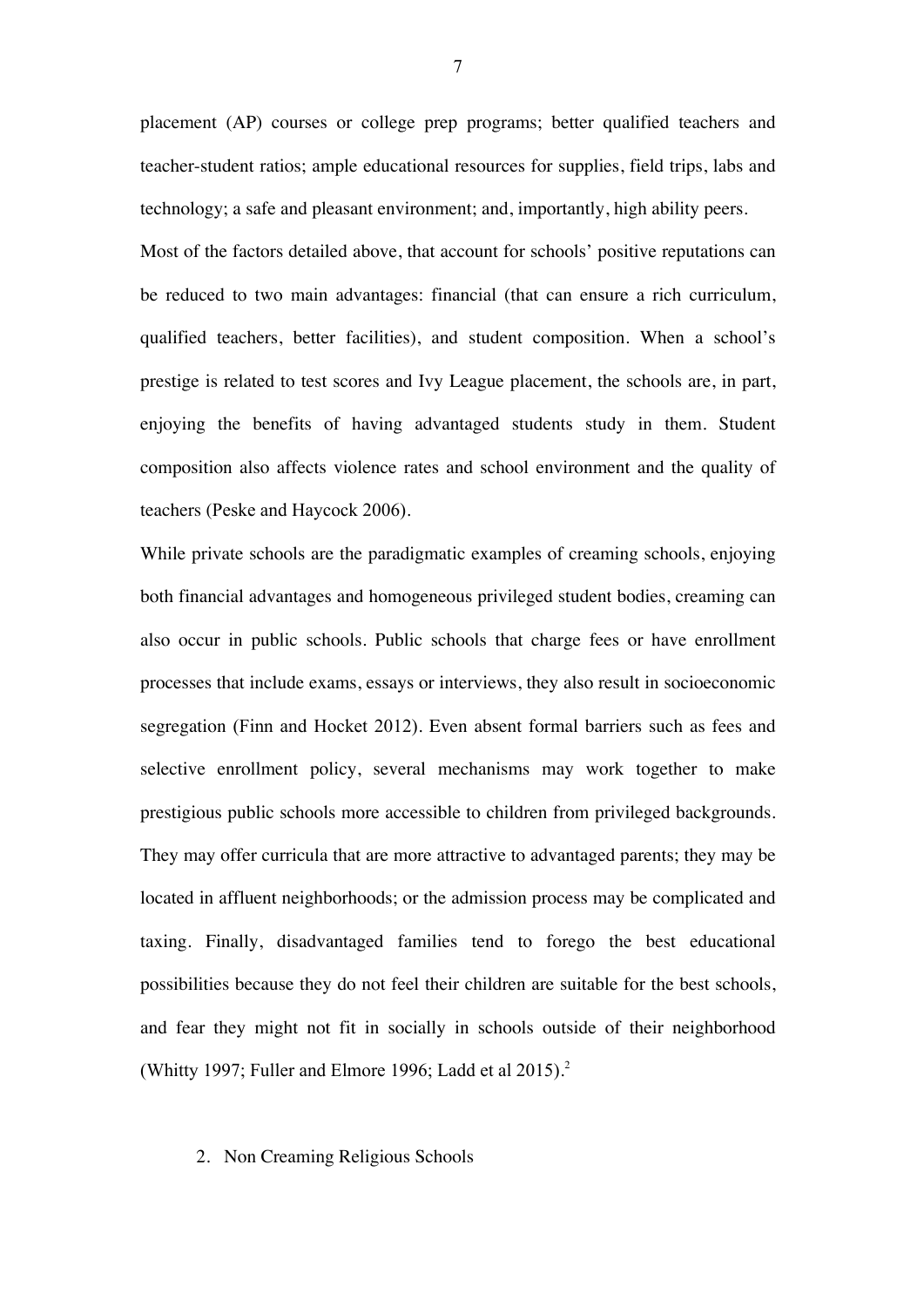placement (AP) courses or college prep programs; better qualified teachers and teacher-student ratios; ample educational resources for supplies, field trips, labs and technology; a safe and pleasant environment; and, importantly, high ability peers.

Most of the factors detailed above, that account for schools' positive reputations can be reduced to two main advantages: financial (that can ensure a rich curriculum, qualified teachers, better facilities), and student composition. When a school's prestige is related to test scores and Ivy League placement, the schools are, in part, enjoying the benefits of having advantaged students study in them. Student composition also affects violence rates and school environment and the quality of teachers (Peske and Haycock 2006).

While private schools are the paradigmatic examples of creaming schools, enjoying both financial advantages and homogeneous privileged student bodies, creaming can also occur in public schools. Public schools that charge fees or have enrollment processes that include exams, essays or interviews, they also result in socioeconomic segregation (Finn and Hocket 2012). Even absent formal barriers such as fees and selective enrollment policy, several mechanisms may work together to make prestigious public schools more accessible to children from privileged backgrounds. They may offer curricula that are more attractive to advantaged parents; they may be located in affluent neighborhoods; or the admission process may be complicated and taxing. Finally, disadvantaged families tend to forego the best educational possibilities because they do not feel their children are suitable for the best schools, and fear they might not fit in socially in schools outside of their neighborhood (Whitty 1997; Fuller and Elmore 1996; Ladd et al 2015).[2]

## 2. Non Creaming Religious Schools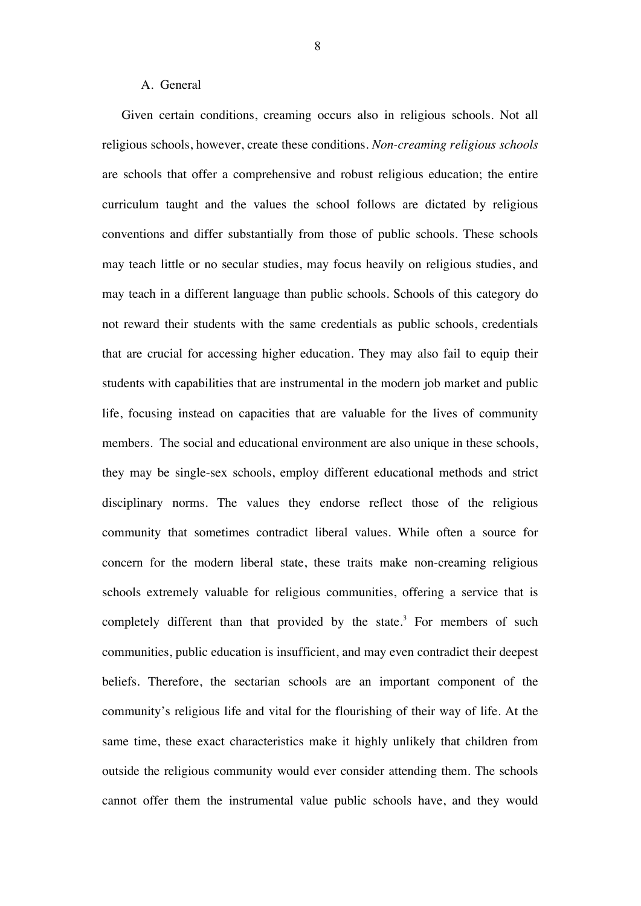### A. General

Given certain conditions, creaming occurs also in religious schools. Not all religious schools, however, create these conditions. *Non-creaming religious schools* are schools that offer a comprehensive and robust religious education; the entire curriculum taught and the values the school follows are dictated by religious conventions and differ substantially from those of public schools. These schools may teach little or no secular studies, may focus heavily on religious studies, and may teach in a different language than public schools. Schools of this category do not reward their students with the same credentials as public schools, credentials that are crucial for accessing higher education. They may also fail to equip their students with capabilities that are instrumental in the modern job market and public life, focusing instead on capacities that are valuable for the lives of community members. The social and educational environment are also unique in these schools, they may be single-sex schools, employ different educational methods and strict disciplinary norms. The values they endorse reflect those of the religious community that sometimes contradict liberal values. While often a source for concern for the modern liberal state, these traits make non-creaming religious schools extremely valuable for religious communities, offering a service that is completely different than that provided by the state.[3] For members of such communities, public education is insufficient, and may even contradict their deepest beliefs. Therefore, the sectarian schools are an important component of the community's religious life and vital for the flourishing of their way of life. At the same time, these exact characteristics make it highly unlikely that children from outside the religious community would ever consider attending them. The schools cannot offer them the instrumental value public schools have, and they would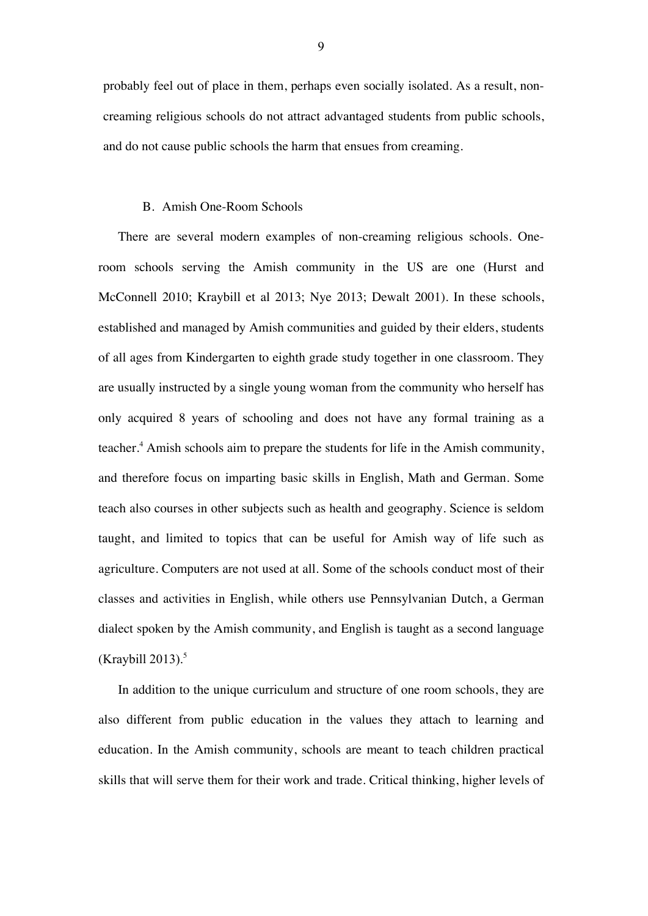probably feel out of place in them, perhaps even socially isolated. As a result, non-creaming religious schools do not attract advantaged students from public schools, and do not cause public schools the harm that ensues from creaming.

### B. Amish One-Room Schools

There are several modern examples of non-creaming religious schools. One-room schools serving the Amish community in the US are one (Hurst and McConnell 2010; Kraybill et al 2013; Nye 2013; Dewalt 2001). In these schools, established and managed by Amish communities and guided by their elders, students of all ages from Kindergarten to eighth grade study together in one classroom. They are usually instructed by a single young woman from the community who herself has only acquired 8 years of schooling and does not have any formal training as a teacher.[4] Amish schools aim to prepare the students for life in the Amish community, and therefore focus on imparting basic skills in English, Math and German. Some teach also courses in other subjects such as health and geography. Science is seldom taught, and limited to topics that can be useful for Amish way of life such as agriculture. Computers are not used at all. Some of the schools conduct most of their classes and activities in English, while others use Pennsylvanian Dutch, a German dialect spoken by the Amish community, and English is taught as a second language (Kraybill 2013).[5]

In addition to the unique curriculum and structure of one room schools, they are also different from public education in the values they attach to learning and education. In the Amish community, schools are meant to teach children practical skills that will serve them for their work and trade. Critical thinking, higher levels of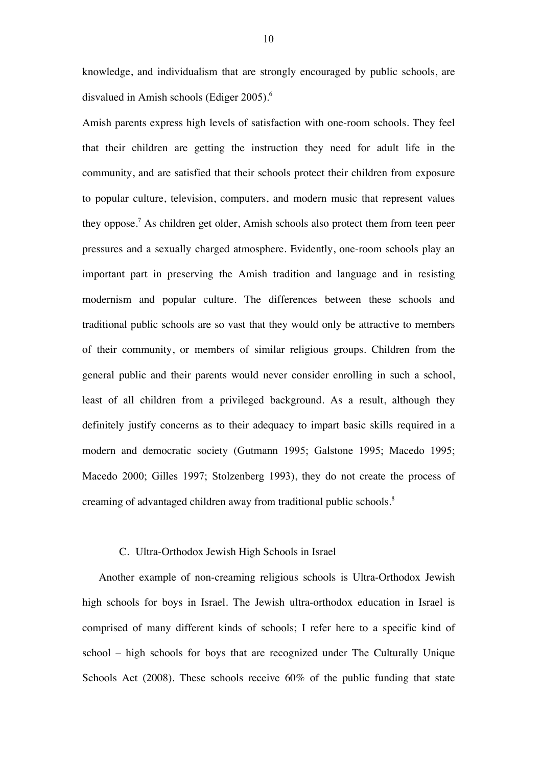knowledge, and individualism that are strongly encouraged by public schools, are disvalued in Amish schools (Ediger 2005).[6]

Amish parents express high levels of satisfaction with one-room schools. They feel that their children are getting the instruction they need for adult life in the community, and are satisfied that their schools protect their children from exposure to popular culture, television, computers, and modern music that represent values they oppose.[7] As children get older, Amish schools also protect them from teen peer pressures and a sexually charged atmosphere. Evidently, one-room schools play an important part in preserving the Amish tradition and language and in resisting modernism and popular culture. The differences between these schools and traditional public schools are so vast that they would only be attractive to members of their community, or members of similar religious groups. Children from the general public and their parents would never consider enrolling in such a school, least of all children from a privileged background. As a result, although they definitely justify concerns as to their adequacy to impart basic skills required in a modern and democratic society (Gutmann 1995; Galstone 1995; Macedo 1995; Macedo 2000; Gilles 1997; Stolzenberg 1993), they do not create the process of creaming of advantaged children away from traditional public schools.[8]

### C. Ultra-Orthodox Jewish High Schools in Israel

Another example of non-creaming religious schools is Ultra-Orthodox Jewish high schools for boys in Israel. The Jewish ultra-orthodox education in Israel is comprised of many different kinds of schools; I refer here to a specific kind of school – high schools for boys that are recognized under The Culturally Unique Schools Act (2008). These schools receive 60% of the public funding that state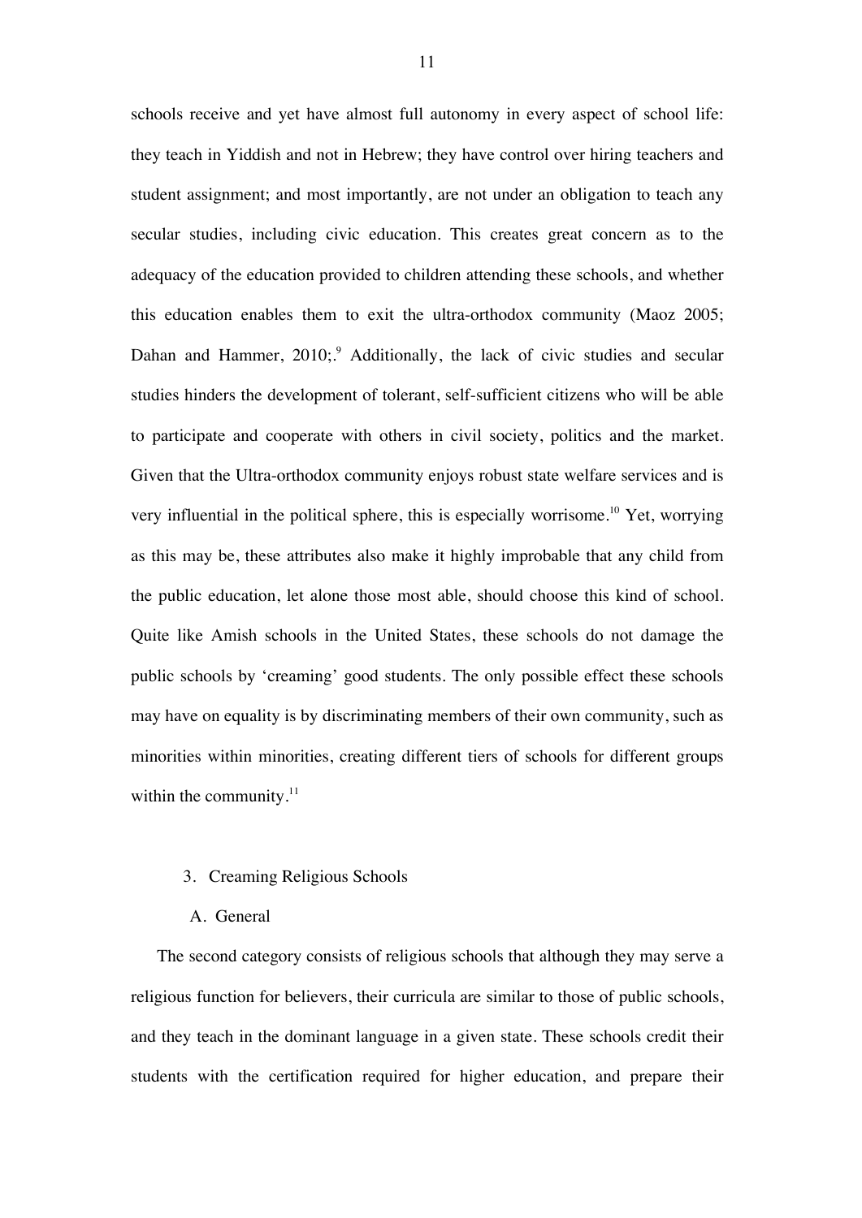schools receive and yet have almost full autonomy in every aspect of school life: they teach in Yiddish and not in Hebrew; they have control over hiring teachers and student assignment; and most importantly, are not under an obligation to teach any secular studies, including civic education. This creates great concern as to the adequacy of the education provided to children attending these schools, and whether this education enables them to exit the ultra-orthodox community (Maoz 2005; Dahan and Hammer, 2010;.[9] Additionally, the lack of civic studies and secular studies hinders the development of tolerant, self-sufficient citizens who will be able to participate and cooperate with others in civil society, politics and the market. Given that the Ultra-orthodox community enjoys robust state welfare services and is very influential in the political sphere, this is especially worrisome.[10] Yet, worrying as this may be, these attributes also make it highly improbable that any child from the public education, let alone those most able, should choose this kind of school. Quite like Amish schools in the United States, these schools do not damage the public schools by 'creaming' good students. The only possible effect these schools may have on equality is by discriminating members of their own community, such as minorities within minorities, creating different tiers of schools for different groups within the community.[11]

## 3. Creaming Religious Schools

### A. General

The second category consists of religious schools that although they may serve a religious function for believers, their curricula are similar to those of public schools, and they teach in the dominant language in a given state. These schools credit their students with the certification required for higher education, and prepare their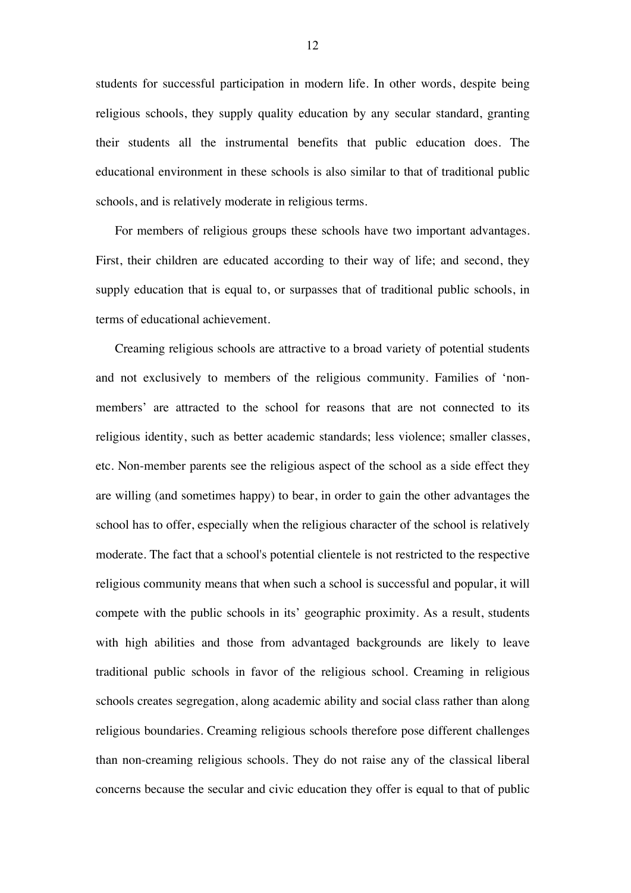students for successful participation in modern life. In other words, despite being religious schools, they supply quality education by any secular standard, granting their students all the instrumental benefits that public education does. The educational environment in these schools is also similar to that of traditional public schools, and is relatively moderate in religious terms.

For members of religious groups these schools have two important advantages. First, their children are educated according to their way of life; and second, they supply education that is equal to, or surpasses that of traditional public schools, in terms of educational achievement.

Creaming religious schools are attractive to a broad variety of potential students and not exclusively to members of the religious community. Families of 'non-members' are attracted to the school for reasons that are not connected to its religious identity, such as better academic standards; less violence; smaller classes, etc. Non-member parents see the religious aspect of the school as a side effect they are willing (and sometimes happy) to bear, in order to gain the other advantages the school has to offer, especially when the religious character of the school is relatively moderate. The fact that a school's potential clientele is not restricted to the respective religious community means that when such a school is successful and popular, it will compete with the public schools in its' geographic proximity. As a result, students with high abilities and those from advantaged backgrounds are likely to leave traditional public schools in favor of the religious school. Creaming in religious schools creates segregation, along academic ability and social class rather than along religious boundaries. Creaming religious schools therefore pose different challenges than non-creaming religious schools. They do not raise any of the classical liberal concerns because the secular and civic education they offer is equal to that of public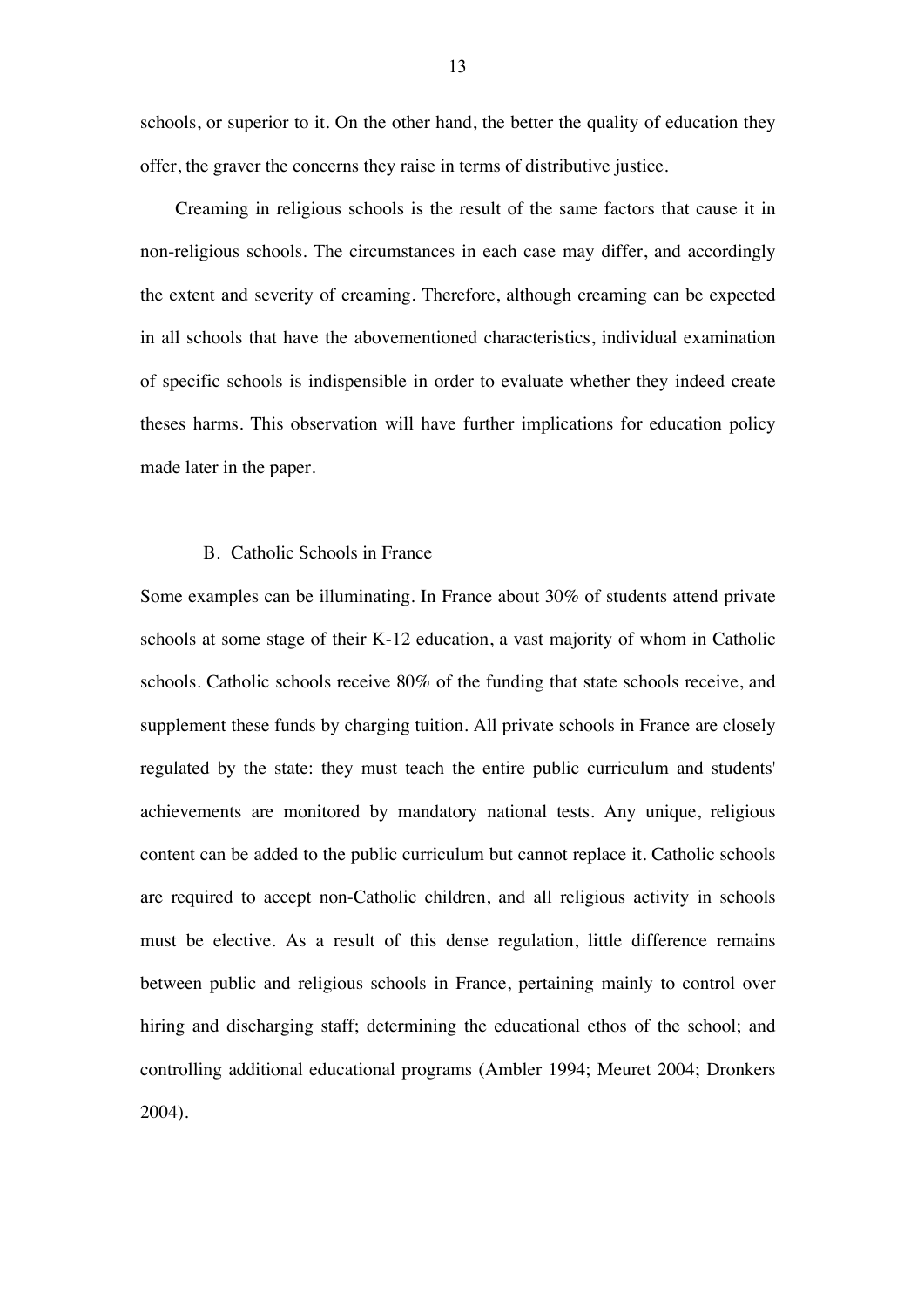schools, or superior to it. On the other hand, the better the quality of education they offer, the graver the concerns they raise in terms of distributive justice.

Creaming in religious schools is the result of the same factors that cause it in non-religious schools. The circumstances in each case may differ, and accordingly the extent and severity of creaming. Therefore, although creaming can be expected in all schools that have the abovementioned characteristics, individual examination of specific schools is indispensible in order to evaluate whether they indeed create theses harms. This observation will have further implications for education policy made later in the paper.

### B. Catholic Schools in France

Some examples can be illuminating. In France about 30% of students attend private schools at some stage of their K-12 education, a vast majority of whom in Catholic schools. Catholic schools receive 80% of the funding that state schools receive, and supplement these funds by charging tuition. All private schools in France are closely regulated by the state: they must teach the entire public curriculum and students' achievements are monitored by mandatory national tests. Any unique, religious content can be added to the public curriculum but cannot replace it. Catholic schools are required to accept non-Catholic children, and all religious activity in schools must be elective. As a result of this dense regulation, little difference remains between public and religious schools in France, pertaining mainly to control over hiring and discharging staff; determining the educational ethos of the school; and controlling additional educational programs (Ambler 1994; Meuret 2004; Dronkers 2004).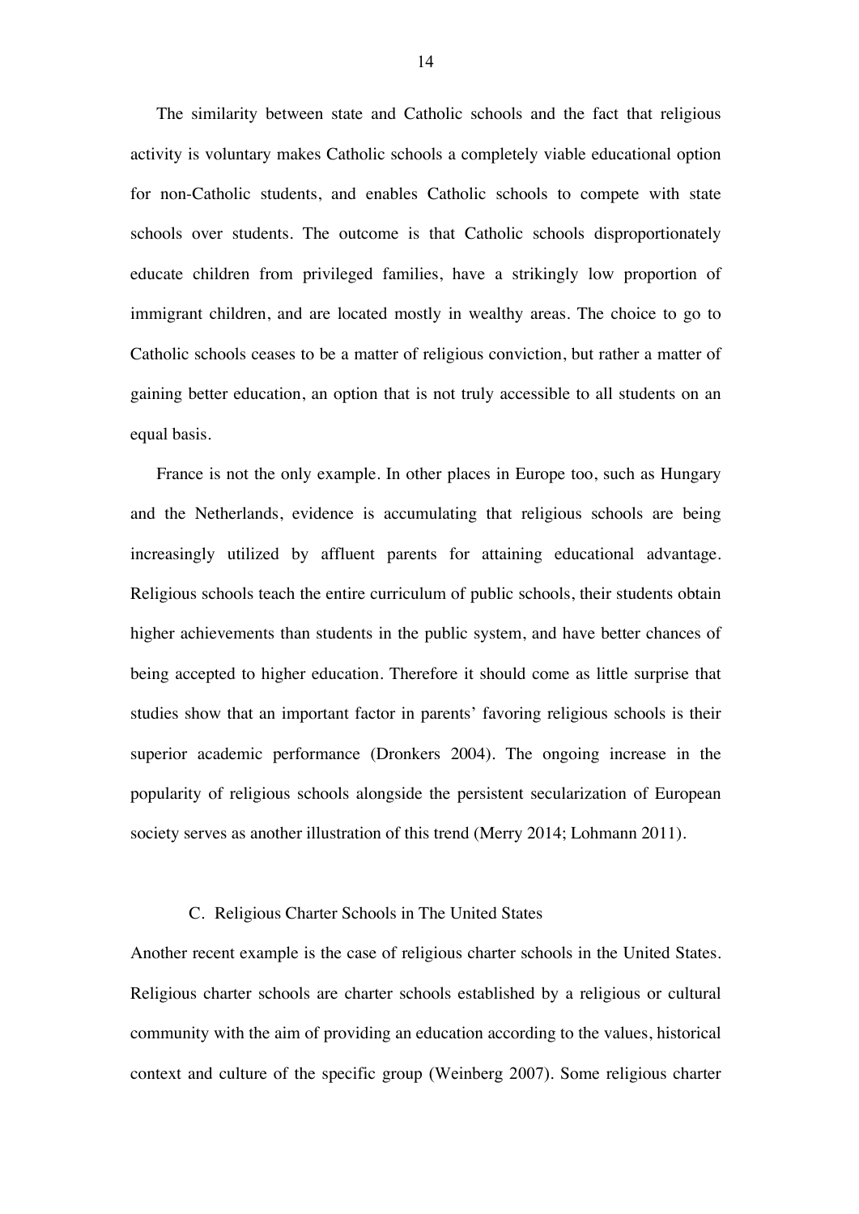The similarity between state and Catholic schools and the fact that religious activity is voluntary makes Catholic schools a completely viable educational option for non-Catholic students, and enables Catholic schools to compete with state schools over students. The outcome is that Catholic schools disproportionately educate children from privileged families, have a strikingly low proportion of immigrant children, and are located mostly in wealthy areas. The choice to go to Catholic schools ceases to be a matter of religious conviction, but rather a matter of gaining better education, an option that is not truly accessible to all students on an equal basis.

France is not the only example. In other places in Europe too, such as Hungary and the Netherlands, evidence is accumulating that religious schools are being increasingly utilized by affluent parents for attaining educational advantage. Religious schools teach the entire curriculum of public schools, their students obtain higher achievements than students in the public system, and have better chances of being accepted to higher education. Therefore it should come as little surprise that studies show that an important factor in parents' favoring religious schools is their superior academic performance (Dronkers 2004). The ongoing increase in the popularity of religious schools alongside the persistent secularization of European society serves as another illustration of this trend (Merry 2014; Lohmann 2011).

### C. Religious Charter Schools in The United States

Another recent example is the case of religious charter schools in the United States. Religious charter schools are charter schools established by a religious or cultural community with the aim of providing an education according to the values, historical context and culture of the specific group (Weinberg 2007). Some religious charter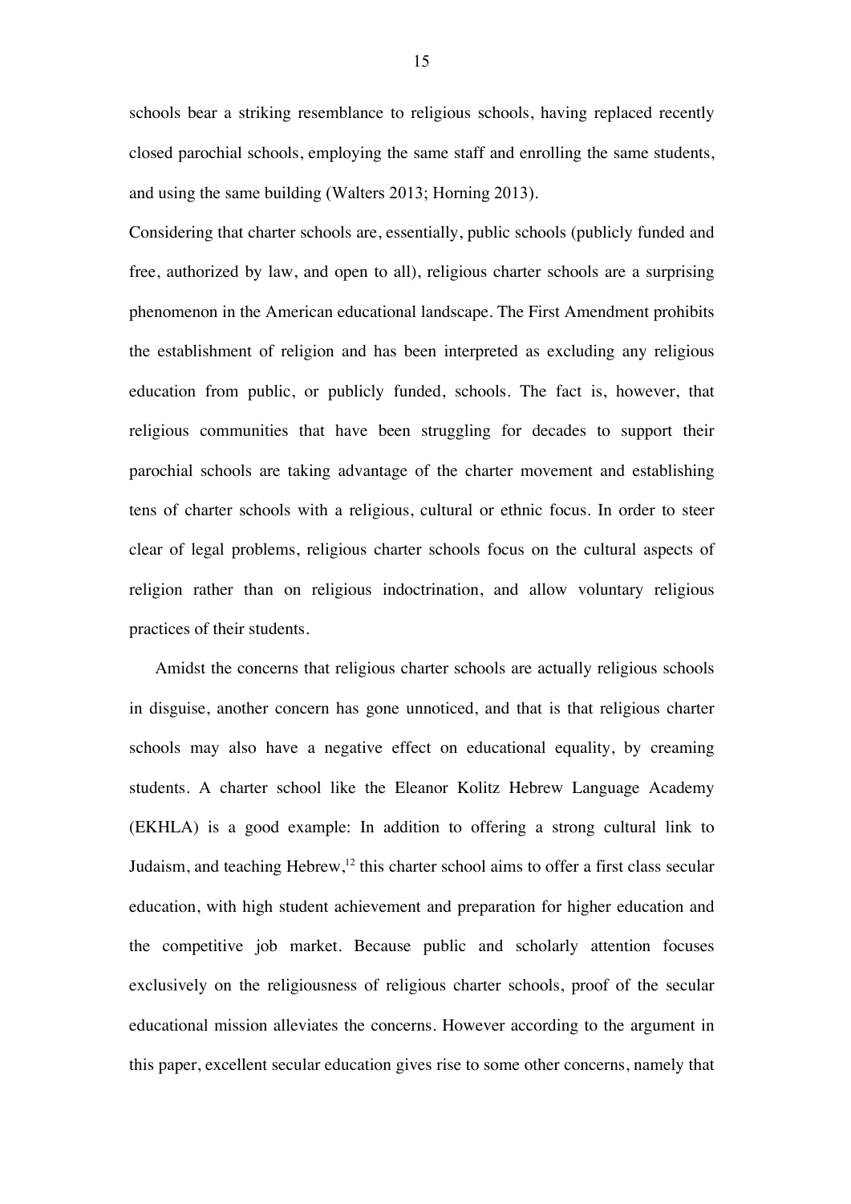schools bear a striking resemblance to religious schools, having replaced recently closed parochial schools, employing the same staff and enrolling the same students, and using the same building (Walters 2013; Horning 2013).

Considering that charter schools are, essentially, public schools (publicly funded and free, authorized by law, and open to all), religious charter schools are a surprising phenomenon in the American educational landscape. The First Amendment prohibits the establishment of religion and has been interpreted as excluding any religious education from public, or publicly funded, schools. The fact is, however, that religious communities that have been struggling for decades to support their parochial schools are taking advantage of the charter movement and establishing tens of charter schools with a religious, cultural or ethnic focus. In order to steer clear of legal problems, religious charter schools focus on the cultural aspects of religion rather than on religious indoctrination, and allow voluntary religious practices of their students.

Amidst the concerns that religious charter schools are actually religious schools in disguise, another concern has gone unnoticed, and that is that religious charter schools may also have a negative effect on educational equality, by creaming students. A charter school like the Eleanor Kolitz Hebrew Language Academy (EKHLA) is a good example: In addition to offering a strong cultural link to Judaism, and teaching Hebrew,[12] this charter school aims to offer a first class secular education, with high student achievement and preparation for higher education and the competitive job market. Because public and scholarly attention focuses exclusively on the religiousness of religious charter schools, proof of the secular educational mission alleviates the concerns. However according to the argument in this paper, excellent secular education gives rise to some other concerns, namely that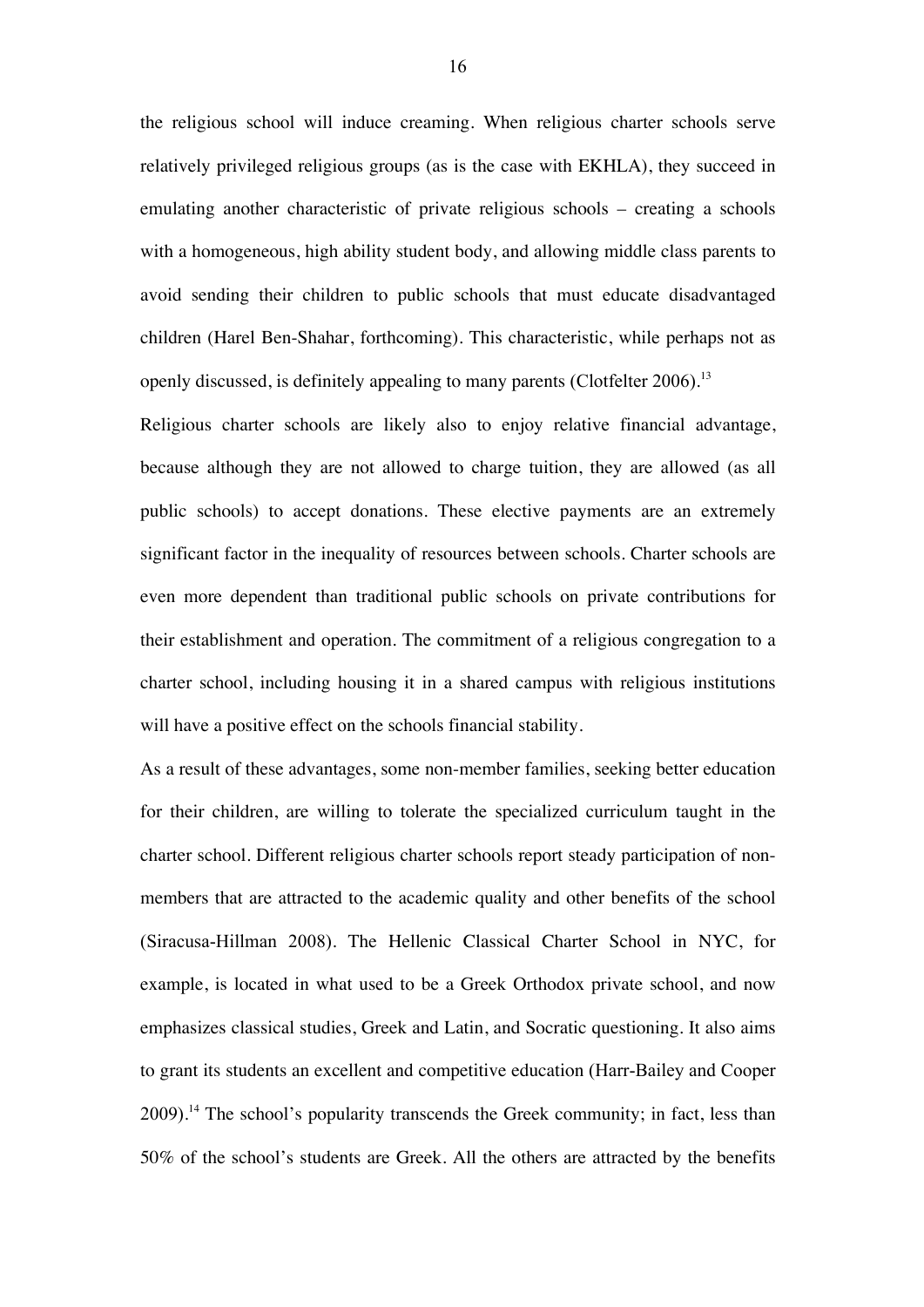the religious school will induce creaming. When religious charter schools serve relatively privileged religious groups (as is the case with EKHLA), they succeed in emulating another characteristic of private religious schools – creating a schools with a homogeneous, high ability student body, and allowing middle class parents to avoid sending their children to public schools that must educate disadvantaged children (Harel Ben-Shahar, forthcoming). This characteristic, while perhaps not as openly discussed, is definitely appealing to many parents (Clotfelter 2006).[13]

Religious charter schools are likely also to enjoy relative financial advantage, because although they are not allowed to charge tuition, they are allowed (as all public schools) to accept donations. These elective payments are an extremely significant factor in the inequality of resources between schools. Charter schools are even more dependent than traditional public schools on private contributions for their establishment and operation. The commitment of a religious congregation to a charter school, including housing it in a shared campus with religious institutions will have a positive effect on the schools financial stability.

As a result of these advantages, some non-member families, seeking better education for their children, are willing to tolerate the specialized curriculum taught in the charter school. Different religious charter schools report steady participation of non-members that are attracted to the academic quality and other benefits of the school (Siracusa-Hillman 2008). The Hellenic Classical Charter School in NYC, for example, is located in what used to be a Greek Orthodox private school, and now emphasizes classical studies, Greek and Latin, and Socratic questioning. It also aims to grant its students an excellent and competitive education (Harr-Bailey and Cooper 2009).[14] The school's popularity transcends the Greek community; in fact, less than 50% of the school's students are Greek. All the others are attracted by the benefits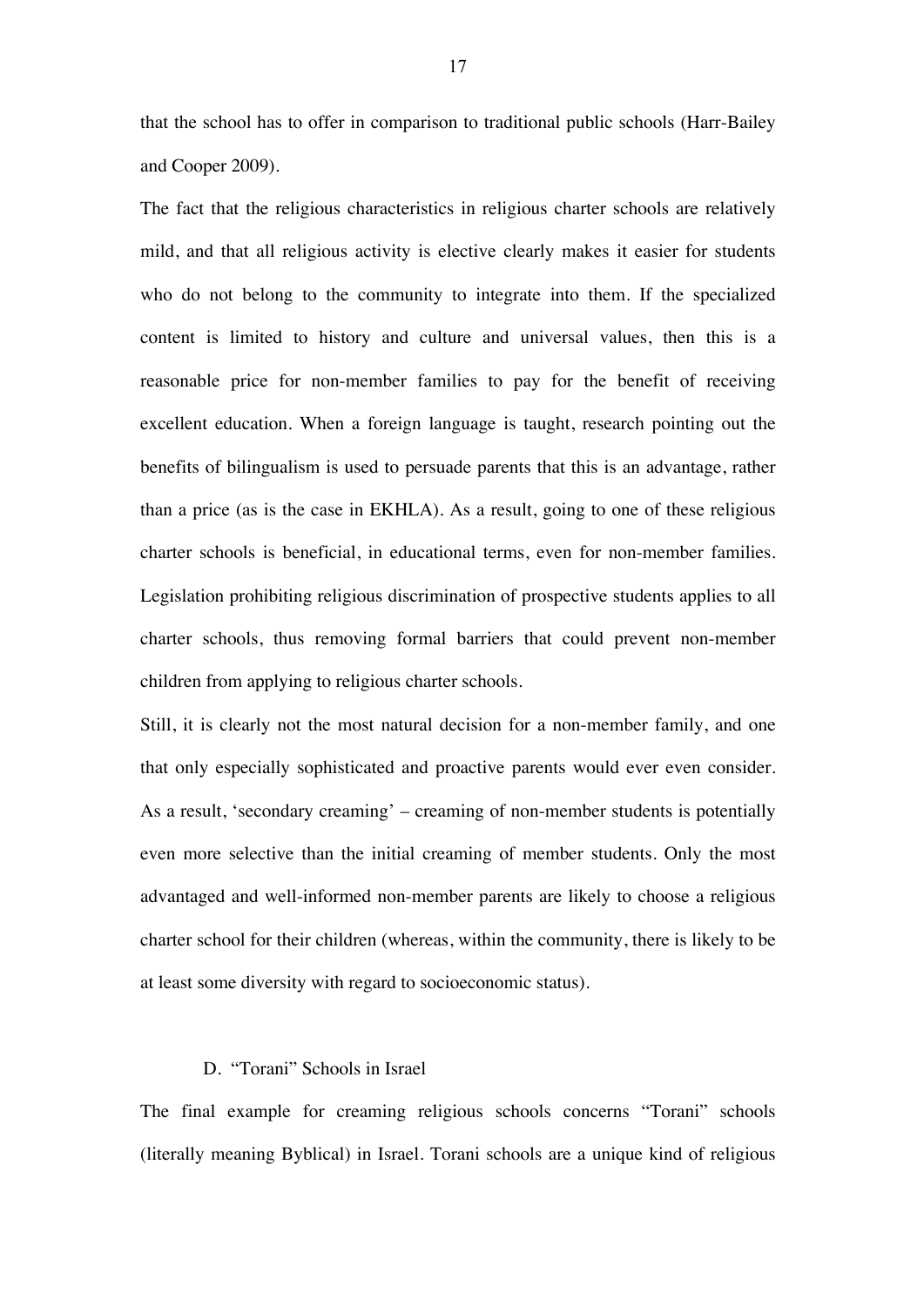that the school has to offer in comparison to traditional public schools (Harr-Bailey and Cooper 2009).

The fact that the religious characteristics in religious charter schools are relatively mild, and that all religious activity is elective clearly makes it easier for students who do not belong to the community to integrate into them. If the specialized content is limited to history and culture and universal values, then this is a reasonable price for non-member families to pay for the benefit of receiving excellent education. When a foreign language is taught, research pointing out the benefits of bilingualism is used to persuade parents that this is an advantage, rather than a price (as is the case in EKHLA). As a result, going to one of these religious charter schools is beneficial, in educational terms, even for non-member families. Legislation prohibiting religious discrimination of prospective students applies to all charter schools, thus removing formal barriers that could prevent non-member children from applying to religious charter schools.

Still, it is clearly not the most natural decision for a non-member family, and one that only especially sophisticated and proactive parents would ever even consider. As a result, 'secondary creaming' – creaming of non-member students is potentially even more selective than the initial creaming of member students. Only the most advantaged and well-informed non-member parents are likely to choose a religious charter school for their children (whereas, within the community, there is likely to be at least some diversity with regard to socioeconomic status).

### D. "Torani" Schools in Israel

The final example for creaming religious schools concerns "Torani" schools (literally meaning Byblical) in Israel. Torani schools are a unique kind of religious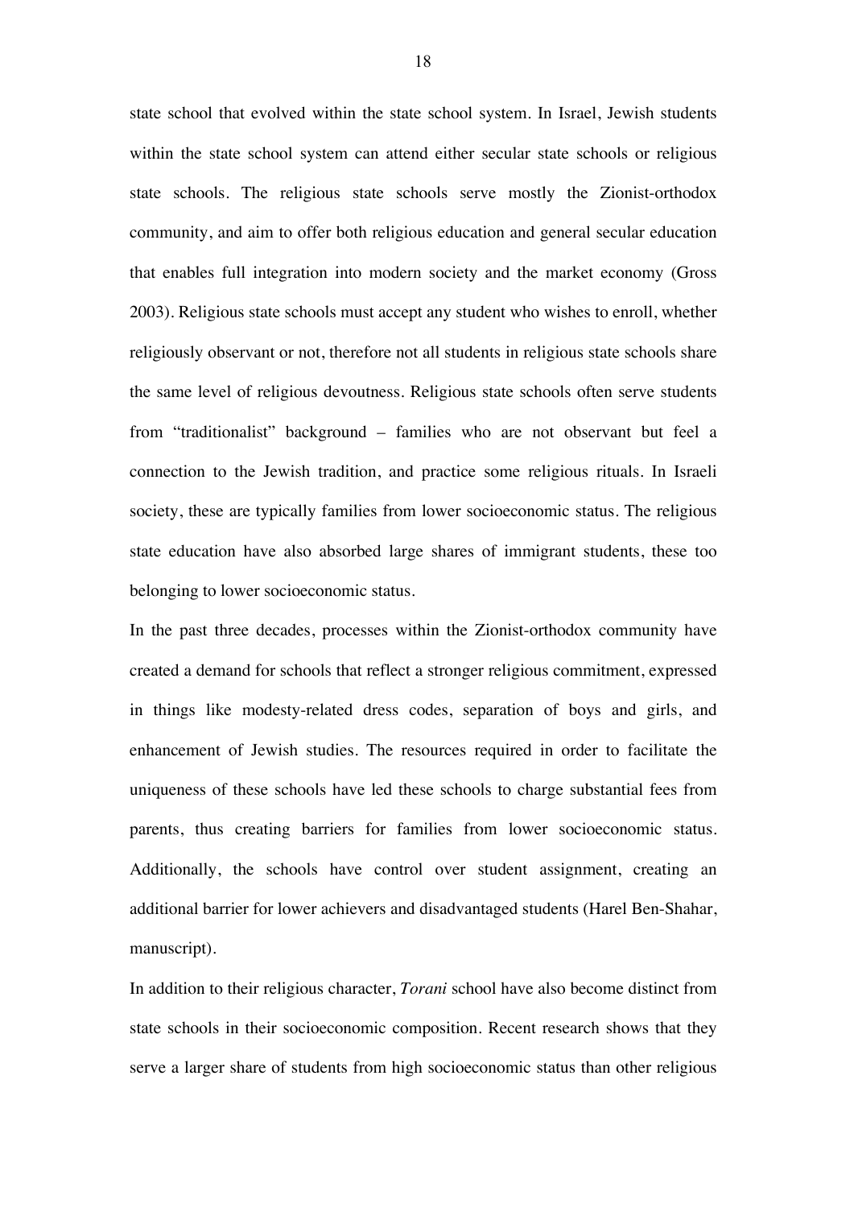state school that evolved within the state school system. In Israel, Jewish students within the state school system can attend either secular state schools or religious state schools. The religious state schools serve mostly the Zionist-orthodox community, and aim to offer both religious education and general secular education that enables full integration into modern society and the market economy (Gross 2003). Religious state schools must accept any student who wishes to enroll, whether religiously observant or not, therefore not all students in religious state schools share the same level of religious devoutness. Religious state schools often serve students from "traditionalist" background – families who are not observant but feel a connection to the Jewish tradition, and practice some religious rituals. In Israeli society, these are typically families from lower socioeconomic status. The religious state education have also absorbed large shares of immigrant students, these too belonging to lower socioeconomic status.

In the past three decades, processes within the Zionist-orthodox community have created a demand for schools that reflect a stronger religious commitment, expressed in things like modesty-related dress codes, separation of boys and girls, and enhancement of Jewish studies. The resources required in order to facilitate the uniqueness of these schools have led these schools to charge substantial fees from parents, thus creating barriers for families from lower socioeconomic status. Additionally, the schools have control over student assignment, creating an additional barrier for lower achievers and disadvantaged students (Harel Ben-Shahar, manuscript).

In addition to their religious character, *Torani* school have also become distinct from state schools in their socioeconomic composition. Recent research shows that they serve a larger share of students from high socioeconomic status than other religious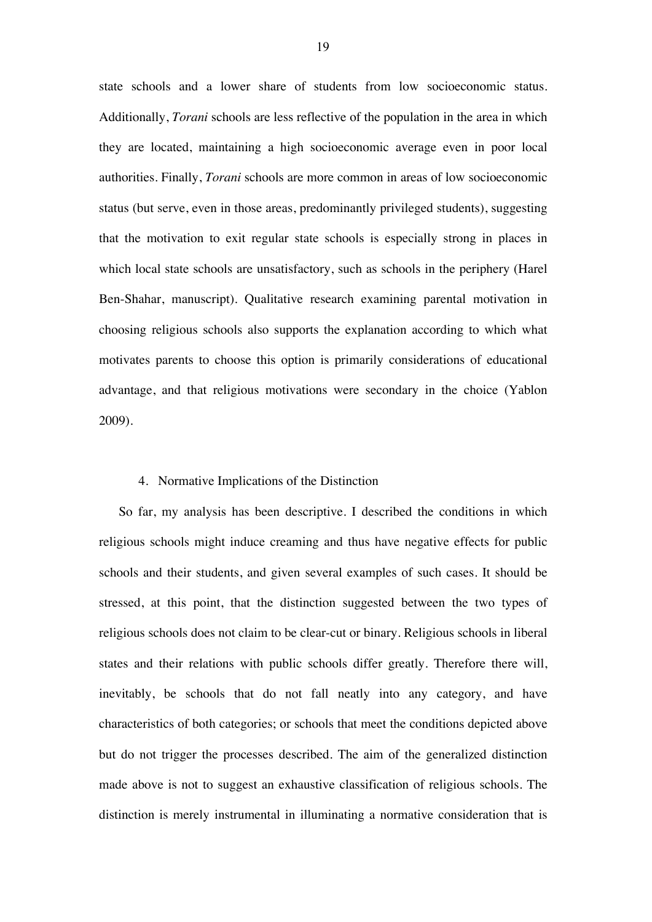state schools and a lower share of students from low socioeconomic status. Additionally, *Torani* schools are less reflective of the population in the area in which they are located, maintaining a high socioeconomic average even in poor local authorities. Finally, *Torani* schools are more common in areas of low socioeconomic status (but serve, even in those areas, predominantly privileged students), suggesting that the motivation to exit regular state schools is especially strong in places in which local state schools are unsatisfactory, such as schools in the periphery (Harel Ben-Shahar, manuscript). Qualitative research examining parental motivation in choosing religious schools also supports the explanation according to which what motivates parents to choose this option is primarily considerations of educational advantage, and that religious motivations were secondary in the choice (Yablon 2009).

## 4. Normative Implications of the Distinction

So far, my analysis has been descriptive. I described the conditions in which religious schools might induce creaming and thus have negative effects for public schools and their students, and given several examples of such cases. It should be stressed, at this point, that the distinction suggested between the two types of religious schools does not claim to be clear-cut or binary. Religious schools in liberal states and their relations with public schools differ greatly. Therefore there will, inevitably, be schools that do not fall neatly into any category, and have characteristics of both categories; or schools that meet the conditions depicted above but do not trigger the processes described. The aim of the generalized distinction made above is not to suggest an exhaustive classification of religious schools. The distinction is merely instrumental in illuminating a normative consideration that is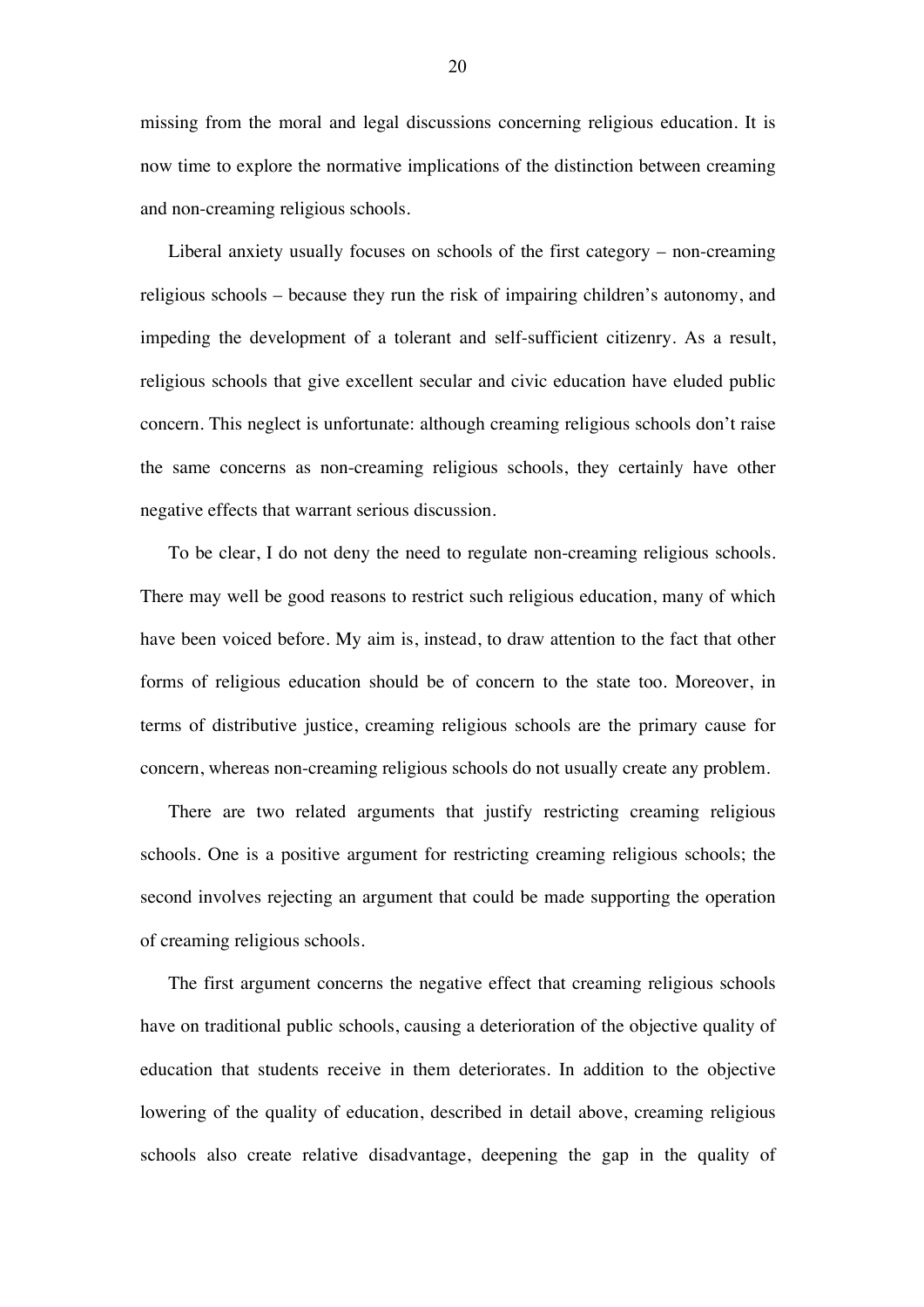missing from the moral and legal discussions concerning religious education. It is now time to explore the normative implications of the distinction between creaming and non-creaming religious schools.

Liberal anxiety usually focuses on schools of the first category – non-creaming religious schools – because they run the risk of impairing children's autonomy, and impeding the development of a tolerant and self-sufficient citizenry. As a result, religious schools that give excellent secular and civic education have eluded public concern. This neglect is unfortunate: although creaming religious schools don't raise the same concerns as non-creaming religious schools, they certainly have other negative effects that warrant serious discussion.

To be clear, I do not deny the need to regulate non-creaming religious schools. There may well be good reasons to restrict such religious education, many of which have been voiced before. My aim is, instead, to draw attention to the fact that other forms of religious education should be of concern to the state too. Moreover, in terms of distributive justice, creaming religious schools are the primary cause for concern, whereas non-creaming religious schools do not usually create any problem.

There are two related arguments that justify restricting creaming religious schools. One is a positive argument for restricting creaming religious schools; the second involves rejecting an argument that could be made supporting the operation of creaming religious schools.

The first argument concerns the negative effect that creaming religious schools have on traditional public schools, causing a deterioration of the objective quality of education that students receive in them deteriorates. In addition to the objective lowering of the quality of education, described in detail above, creaming religious schools also create relative disadvantage, deepening the gap in the quality of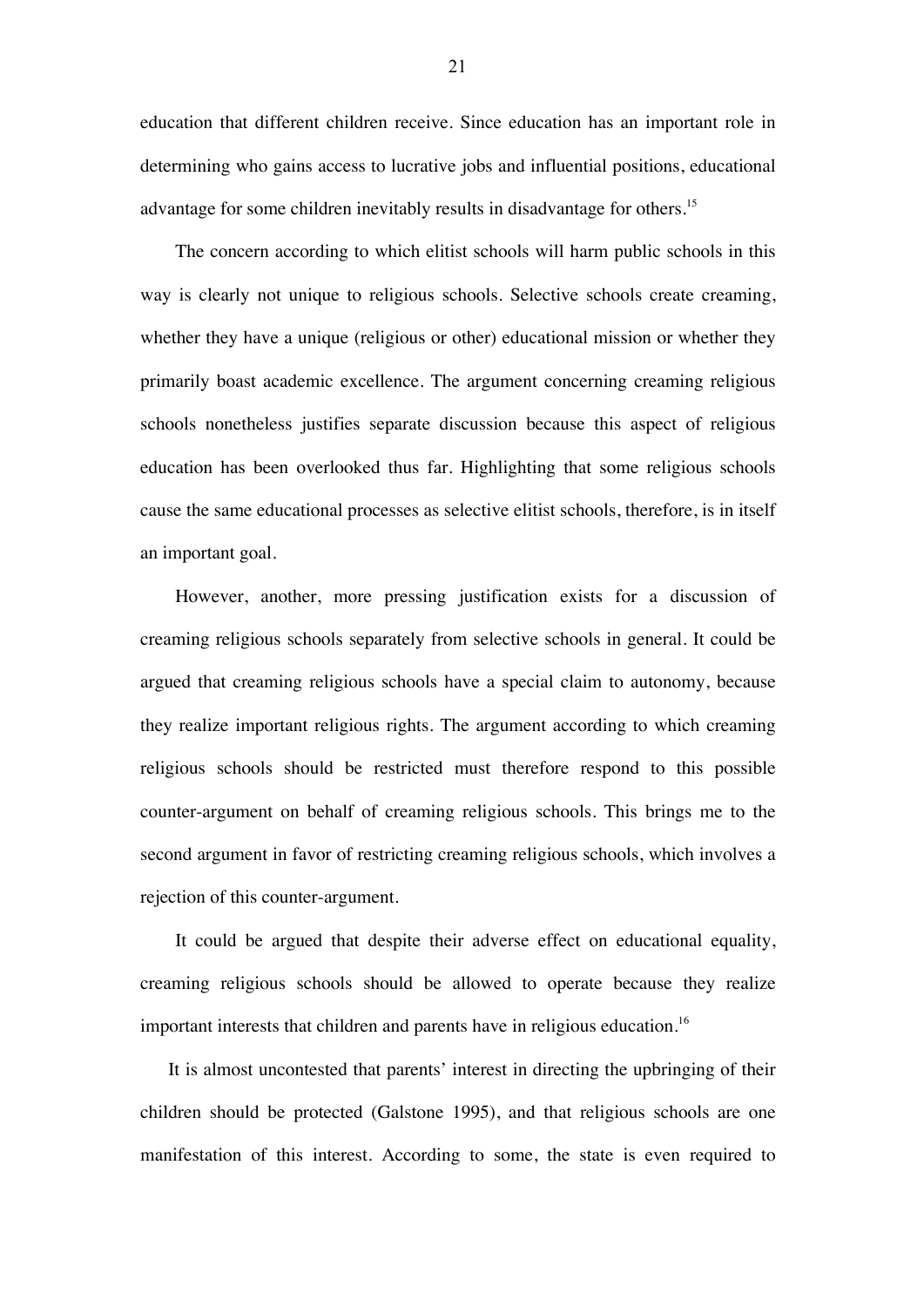education that different children receive. Since education has an important role in determining who gains access to lucrative jobs and influential positions, educational advantage for some children inevitably results in disadvantage for others.[15]

The concern according to which elitist schools will harm public schools in this way is clearly not unique to religious schools. Selective schools create creaming, whether they have a unique (religious or other) educational mission or whether they primarily boast academic excellence. The argument concerning creaming religious schools nonetheless justifies separate discussion because this aspect of religious education has been overlooked thus far. Highlighting that some religious schools cause the same educational processes as selective elitist schools, therefore, is in itself an important goal.

However, another, more pressing justification exists for a discussion of creaming religious schools separately from selective schools in general. It could be argued that creaming religious schools have a special claim to autonomy, because they realize important religious rights. The argument according to which creaming religious schools should be restricted must therefore respond to this possible counter-argument on behalf of creaming religious schools. This brings me to the second argument in favor of restricting creaming religious schools, which involves a rejection of this counter-argument.

It could be argued that despite their adverse effect on educational equality, creaming religious schools should be allowed to operate because they realize important interests that children and parents have in religious education.[16]

It is almost uncontested that parents' interest in directing the upbringing of their children should be protected (Galstone 1995), and that religious schools are one manifestation of this interest. According to some, the state is even required to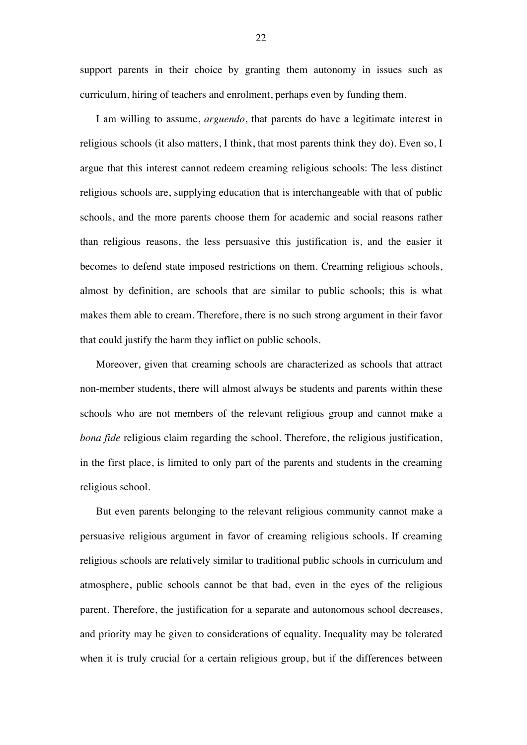support parents in their choice by granting them autonomy in issues such as curriculum, hiring of teachers and enrolment, perhaps even by funding them.

I am willing to assume, *arguendo*, that parents do have a legitimate interest in religious schools (it also matters, I think, that most parents think they do). Even so, I argue that this interest cannot redeem creaming religious schools: The less distinct religious schools are, supplying education that is interchangeable with that of public schools, and the more parents choose them for academic and social reasons rather than religious reasons, the less persuasive this justification is, and the easier it becomes to defend state imposed restrictions on them. Creaming religious schools, almost by definition, are schools that are similar to public schools; this is what makes them able to cream. Therefore, there is no such strong argument in their favor that could justify the harm they inflict on public schools.

Moreover, given that creaming schools are characterized as schools that attract non-member students, there will almost always be students and parents within these schools who are not members of the relevant religious group and cannot make a *bona fide* religious claim regarding the school. Therefore, the religious justification, in the first place, is limited to only part of the parents and students in the creaming religious school.

But even parents belonging to the relevant religious community cannot make a persuasive religious argument in favor of creaming religious schools. If creaming religious schools are relatively similar to traditional public schools in curriculum and atmosphere, public schools cannot be that bad, even in the eyes of the religious parent. Therefore, the justification for a separate and autonomous school decreases, and priority may be given to considerations of equality. Inequality may be tolerated when it is truly crucial for a certain religious group, but if the differences between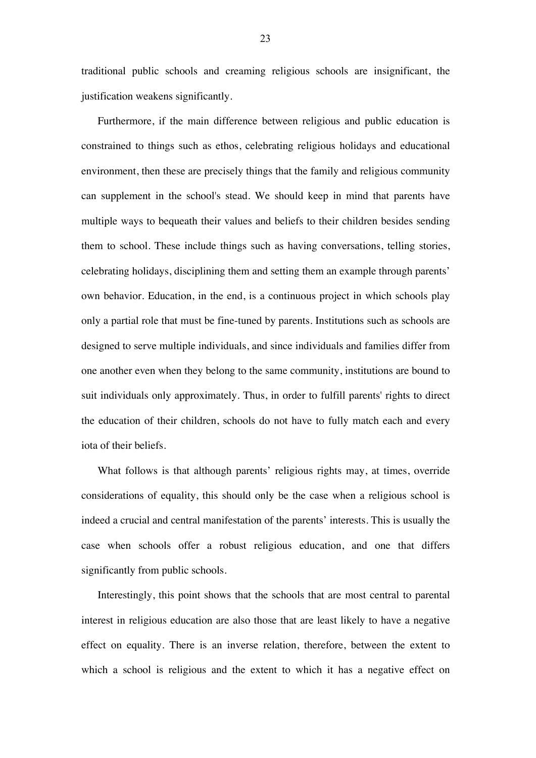traditional public schools and creaming religious schools are insignificant, the justification weakens significantly.

Furthermore, if the main difference between religious and public education is constrained to things such as ethos, celebrating religious holidays and educational environment, then these are precisely things that the family and religious community can supplement in the school's stead. We should keep in mind that parents have multiple ways to bequeath their values and beliefs to their children besides sending them to school. These include things such as having conversations, telling stories, celebrating holidays, disciplining them and setting them an example through parents' own behavior. Education, in the end, is a continuous project in which schools play only a partial role that must be fine-tuned by parents. Institutions such as schools are designed to serve multiple individuals, and since individuals and families differ from one another even when they belong to the same community, institutions are bound to suit individuals only approximately. Thus, in order to fulfill parents' rights to direct the education of their children, schools do not have to fully match each and every iota of their beliefs.

What follows is that although parents' religious rights may, at times, override considerations of equality, this should only be the case when a religious school is indeed a crucial and central manifestation of the parents' interests. This is usually the case when schools offer a robust religious education, and one that differs significantly from public schools.

Interestingly, this point shows that the schools that are most central to parental interest in religious education are also those that are least likely to have a negative effect on equality. There is an inverse relation, therefore, between the extent to which a school is religious and the extent to which it has a negative effect on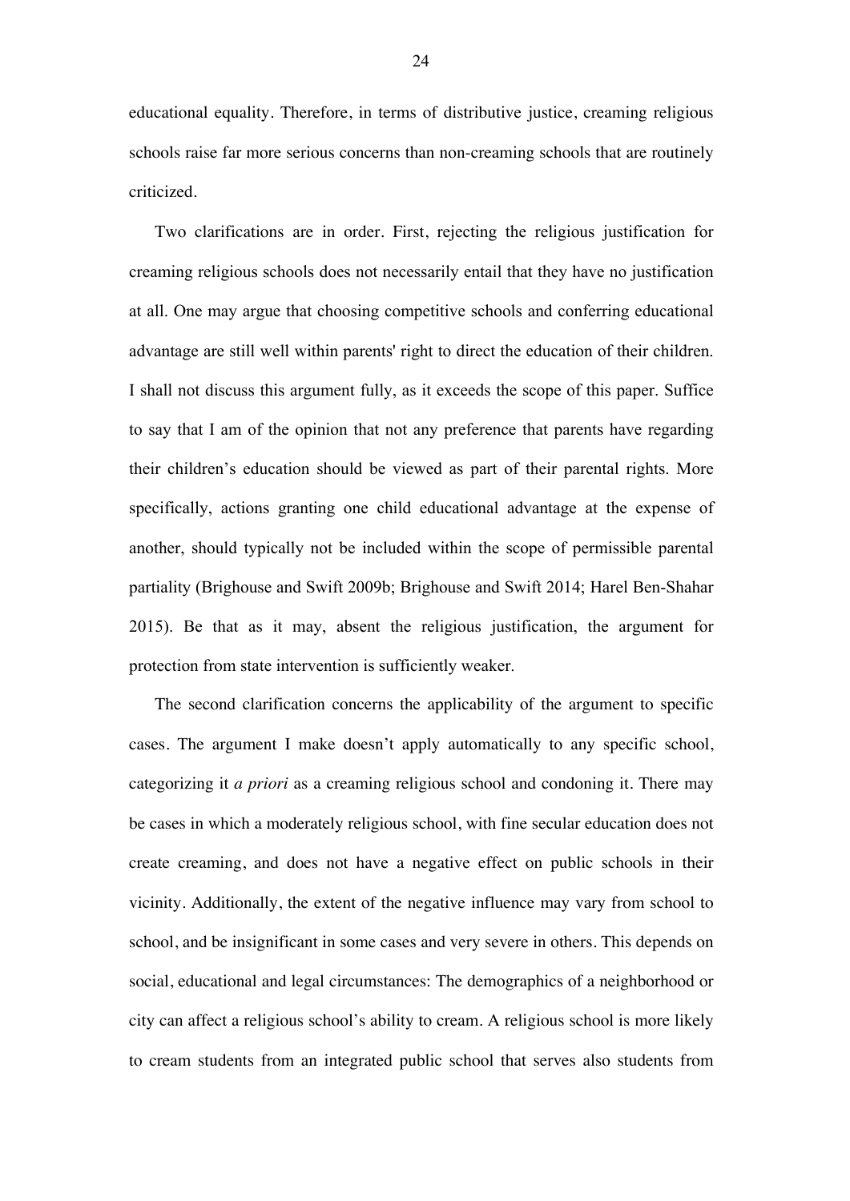educational equality. Therefore, in terms of distributive justice, creaming religious schools raise far more serious concerns than non-creaming schools that are routinely criticized.

Two clarifications are in order. First, rejecting the religious justification for creaming religious schools does not necessarily entail that they have no justification at all. One may argue that choosing competitive schools and conferring educational advantage are still well within parents' right to direct the education of their children. I shall not discuss this argument fully, as it exceeds the scope of this paper. Suffice to say that I am of the opinion that not any preference that parents have regarding their children's education should be viewed as part of their parental rights. More specifically, actions granting one child educational advantage at the expense of another, should typically not be included within the scope of permissible parental partiality (Brighouse and Swift 2009b; Brighouse and Swift 2014; Harel Ben-Shahar 2015). Be that as it may, absent the religious justification, the argument for protection from state intervention is sufficiently weaker.

The second clarification concerns the applicability of the argument to specific cases. The argument I make doesn't apply automatically to any specific school, categorizing it *a priori* as a creaming religious school and condoning it. There may be cases in which a moderately religious school, with fine secular education does not create creaming, and does not have a negative effect on public schools in their vicinity. Additionally, the extent of the negative influence may vary from school to school, and be insignificant in some cases and very severe in others. This depends on social, educational and legal circumstances: The demographics of a neighborhood or city can affect a religious school's ability to cream. A religious school is more likely to cream students from an integrated public school that serves also students from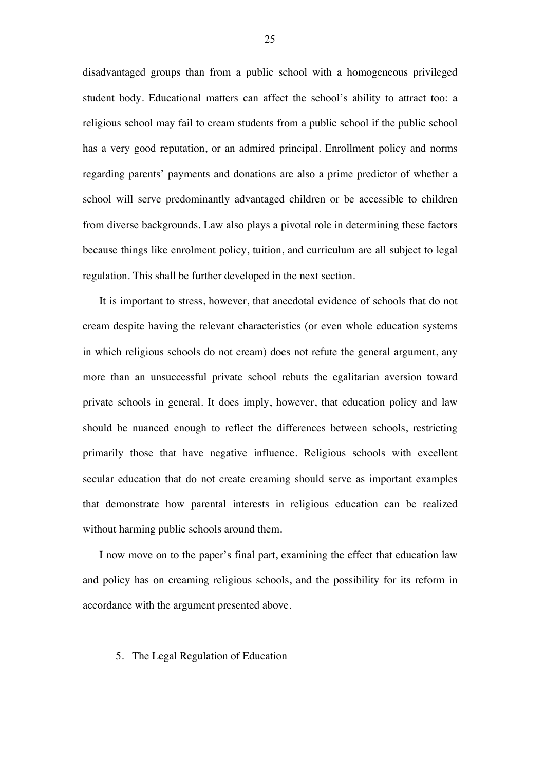disadvantaged groups than from a public school with a homogeneous privileged student body. Educational matters can affect the school's ability to attract too: a religious school may fail to cream students from a public school if the public school has a very good reputation, or an admired principal. Enrollment policy and norms regarding parents' payments and donations are also a prime predictor of whether a school will serve predominantly advantaged children or be accessible to children from diverse backgrounds. Law also plays a pivotal role in determining these factors because things like enrolment policy, tuition, and curriculum are all subject to legal regulation. This shall be further developed in the next section.

It is important to stress, however, that anecdotal evidence of schools that do not cream despite having the relevant characteristics (or even whole education systems in which religious schools do not cream) does not refute the general argument, any more than an unsuccessful private school rebuts the egalitarian aversion toward private schools in general. It does imply, however, that education policy and law should be nuanced enough to reflect the differences between schools, restricting primarily those that have negative influence. Religious schools with excellent secular education that do not create creaming should serve as important examples that demonstrate how parental interests in religious education can be realized without harming public schools around them.

I now move on to the paper's final part, examining the effect that education law and policy has on creaming religious schools, and the possibility for its reform in accordance with the argument presented above.

## 5. The Legal Regulation of Education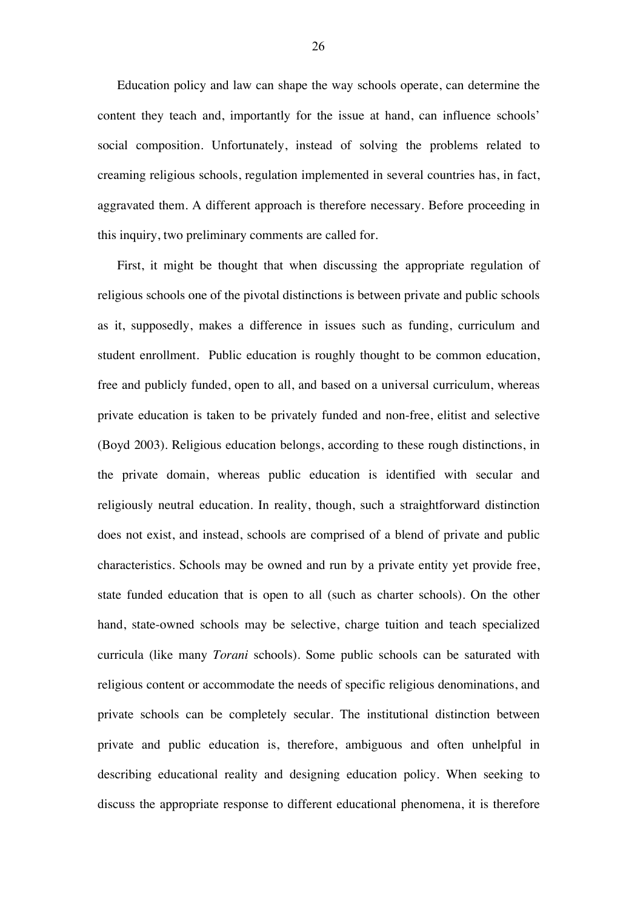Education policy and law can shape the way schools operate, can determine the content they teach and, importantly for the issue at hand, can influence schools' social composition. Unfortunately, instead of solving the problems related to creaming religious schools, regulation implemented in several countries has, in fact, aggravated them. A different approach is therefore necessary. Before proceeding in this inquiry, two preliminary comments are called for.

First, it might be thought that when discussing the appropriate regulation of religious schools one of the pivotal distinctions is between private and public schools as it, supposedly, makes a difference in issues such as funding, curriculum and student enrollment. Public education is roughly thought to be common education, free and publicly funded, open to all, and based on a universal curriculum, whereas private education is taken to be privately funded and non-free, elitist and selective (Boyd 2003). Religious education belongs, according to these rough distinctions, in the private domain, whereas public education is identified with secular and religiously neutral education. In reality, though, such a straightforward distinction does not exist, and instead, schools are comprised of a blend of private and public characteristics. Schools may be owned and run by a private entity yet provide free, state funded education that is open to all (such as charter schools). On the other hand, state-owned schools may be selective, charge tuition and teach specialized curricula (like many *Torani* schools). Some public schools can be saturated with religious content or accommodate the needs of specific religious denominations, and private schools can be completely secular. The institutional distinction between private and public education is, therefore, ambiguous and often unhelpful in describing educational reality and designing education policy. When seeking to discuss the appropriate response to different educational phenomena, it is therefore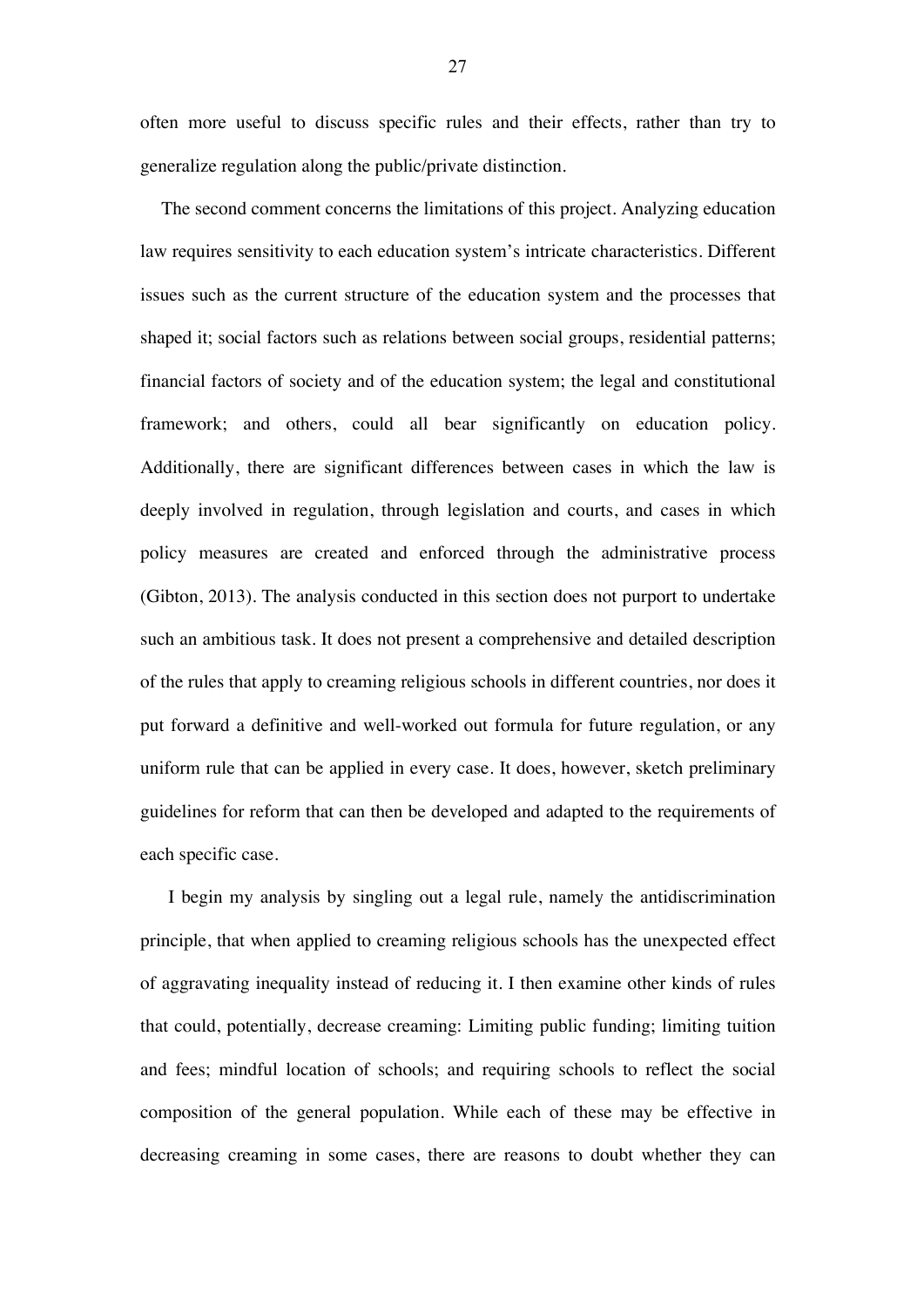often more useful to discuss specific rules and their effects, rather than try to generalize regulation along the public/private distinction.

The second comment concerns the limitations of this project. Analyzing education law requires sensitivity to each education system's intricate characteristics. Different issues such as the current structure of the education system and the processes that shaped it; social factors such as relations between social groups, residential patterns; financial factors of society and of the education system; the legal and constitutional framework; and others, could all bear significantly on education policy. Additionally, there are significant differences between cases in which the law is deeply involved in regulation, through legislation and courts, and cases in which policy measures are created and enforced through the administrative process (Gibton, 2013). The analysis conducted in this section does not purport to undertake such an ambitious task. It does not present a comprehensive and detailed description of the rules that apply to creaming religious schools in different countries, nor does it put forward a definitive and well-worked out formula for future regulation, or any uniform rule that can be applied in every case. It does, however, sketch preliminary guidelines for reform that can then be developed and adapted to the requirements of each specific case.

I begin my analysis by singling out a legal rule, namely the antidiscrimination principle, that when applied to creaming religious schools has the unexpected effect of aggravating inequality instead of reducing it. I then examine other kinds of rules that could, potentially, decrease creaming: Limiting public funding; limiting tuition and fees; mindful location of schools; and requiring schools to reflect the social composition of the general population. While each of these may be effective in decreasing creaming in some cases, there are reasons to doubt whether they can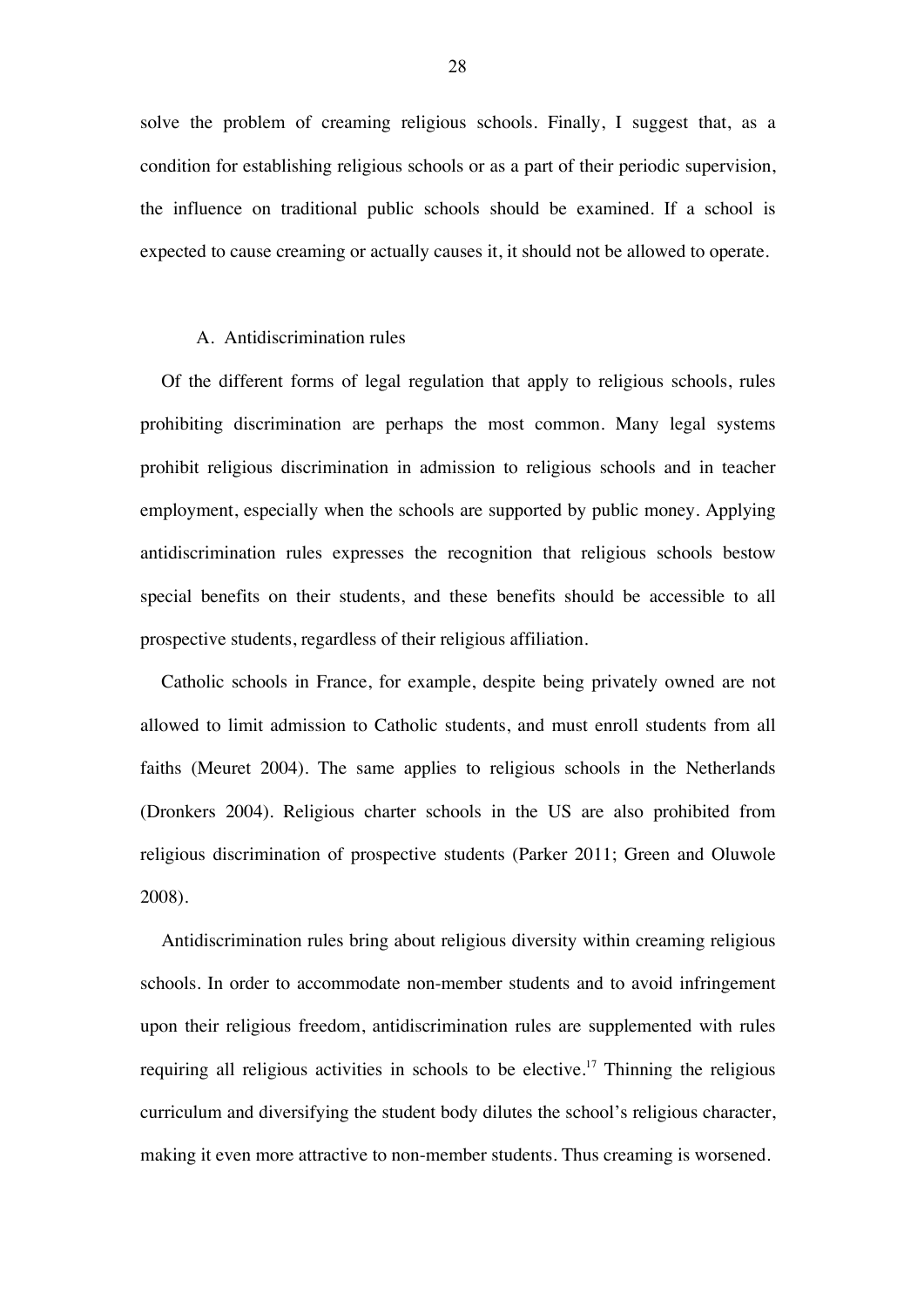solve the problem of creaming religious schools. Finally, I suggest that, as a condition for establishing religious schools or as a part of their periodic supervision, the influence on traditional public schools should be examined. If a school is expected to cause creaming or actually causes it, it should not be allowed to operate.

### A. Antidiscrimination rules

Of the different forms of legal regulation that apply to religious schools, rules prohibiting discrimination are perhaps the most common. Many legal systems prohibit religious discrimination in admission to religious schools and in teacher employment, especially when the schools are supported by public money. Applying antidiscrimination rules expresses the recognition that religious schools bestow special benefits on their students, and these benefits should be accessible to all prospective students, regardless of their religious affiliation.

Catholic schools in France, for example, despite being privately owned are not allowed to limit admission to Catholic students, and must enroll students from all faiths (Meuret 2004). The same applies to religious schools in the Netherlands (Dronkers 2004). Religious charter schools in the US are also prohibited from religious discrimination of prospective students (Parker 2011; Green and Oluwole 2008).

Antidiscrimination rules bring about religious diversity within creaming religious schools. In order to accommodate non-member students and to avoid infringement upon their religious freedom, antidiscrimination rules are supplemented with rules requiring all religious activities in schools to be elective.[17] Thinning the religious curriculum and diversifying the student body dilutes the school's religious character, making it even more attractive to non-member students. Thus creaming is worsened.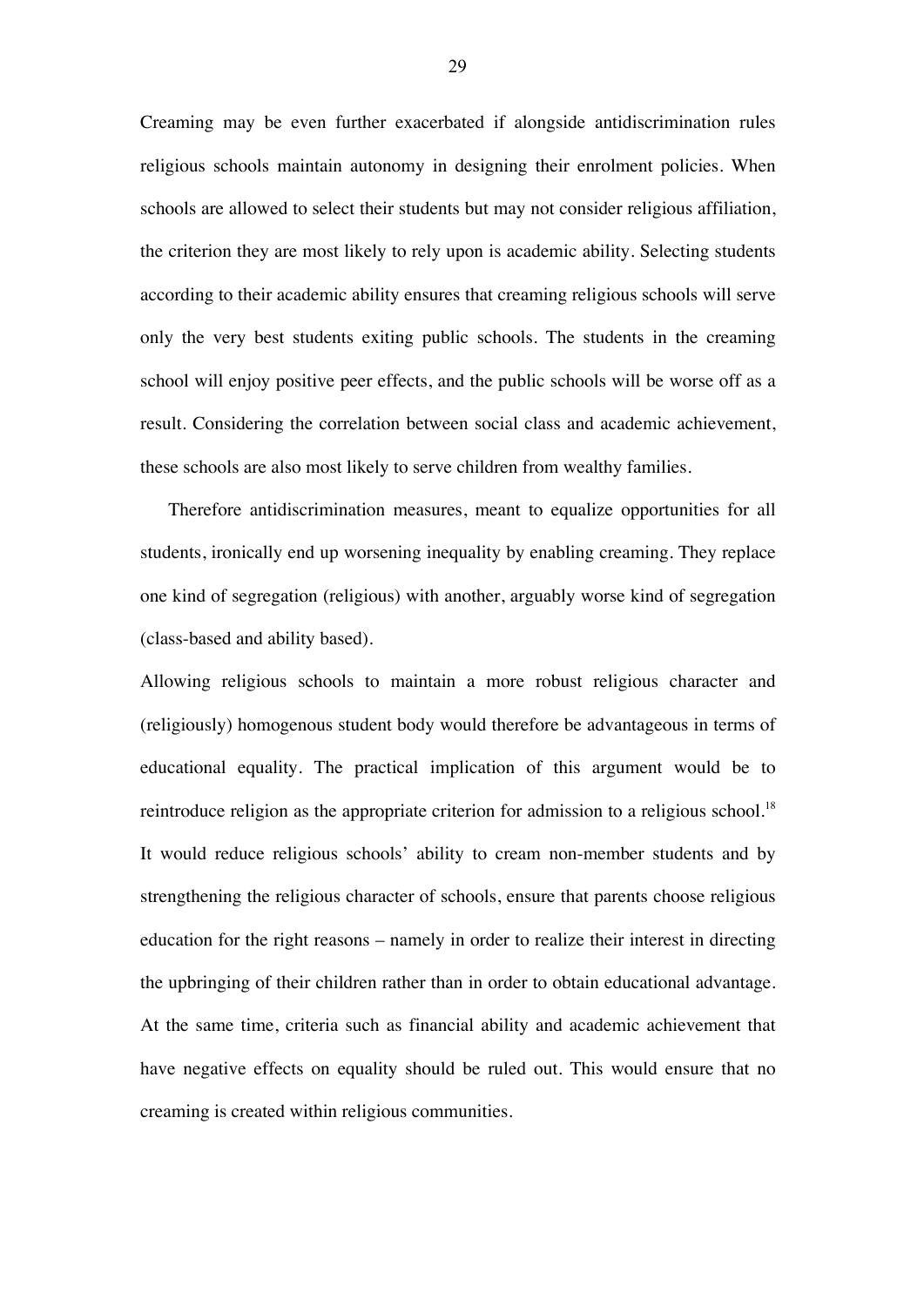Creaming may be even further exacerbated if alongside antidiscrimination rules religious schools maintain autonomy in designing their enrolment policies. When schools are allowed to select their students but may not consider religious affiliation, the criterion they are most likely to rely upon is academic ability. Selecting students according to their academic ability ensures that creaming religious schools will serve only the very best students exiting public schools. The students in the creaming school will enjoy positive peer effects, and the public schools will be worse off as a result. Considering the correlation between social class and academic achievement, these schools are also most likely to serve children from wealthy families.

Therefore antidiscrimination measures, meant to equalize opportunities for all students, ironically end up worsening inequality by enabling creaming. They replace one kind of segregation (religious) with another, arguably worse kind of segregation (class-based and ability based).

Allowing religious schools to maintain a more robust religious character and (religiously) homogenous student body would therefore be advantageous in terms of educational equality. The practical implication of this argument would be to reintroduce religion as the appropriate criterion for admission to a religious school.[18] It would reduce religious schools' ability to cream non-member students and by strengthening the religious character of schools, ensure that parents choose religious education for the right reasons – namely in order to realize their interest in directing the upbringing of their children rather than in order to obtain educational advantage. At the same time, criteria such as financial ability and academic achievement that have negative effects on equality should be ruled out. This would ensure that no creaming is created within religious communities.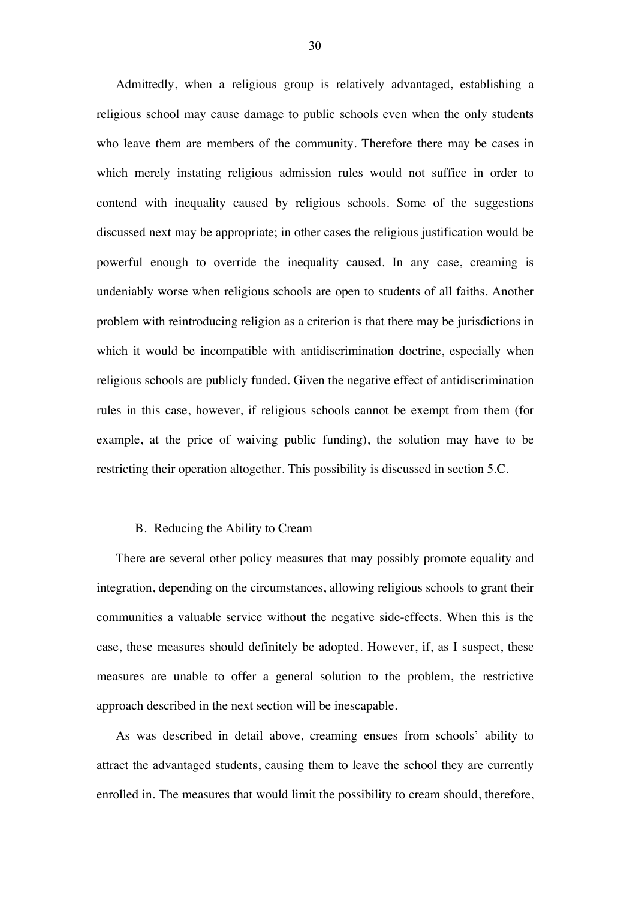Admittedly, when a religious group is relatively advantaged, establishing a religious school may cause damage to public schools even when the only students who leave them are members of the community. Therefore there may be cases in which merely instating religious admission rules would not suffice in order to contend with inequality caused by religious schools. Some of the suggestions discussed next may be appropriate; in other cases the religious justification would be powerful enough to override the inequality caused. In any case, creaming is undeniably worse when religious schools are open to students of all faiths. Another problem with reintroducing religion as a criterion is that there may be jurisdictions in which it would be incompatible with antidiscrimination doctrine, especially when religious schools are publicly funded. Given the negative effect of antidiscrimination rules in this case, however, if religious schools cannot be exempt from them (for example, at the price of waiving public funding), the solution may have to be restricting their operation altogether. This possibility is discussed in section 5.C.

### B. Reducing the Ability to Cream

There are several other policy measures that may possibly promote equality and integration, depending on the circumstances, allowing religious schools to grant their communities a valuable service without the negative side-effects. When this is the case, these measures should definitely be adopted. However, if, as I suspect, these measures are unable to offer a general solution to the problem, the restrictive approach described in the next section will be inescapable.

As was described in detail above, creaming ensues from schools' ability to attract the advantaged students, causing them to leave the school they are currently enrolled in. The measures that would limit the possibility to cream should, therefore,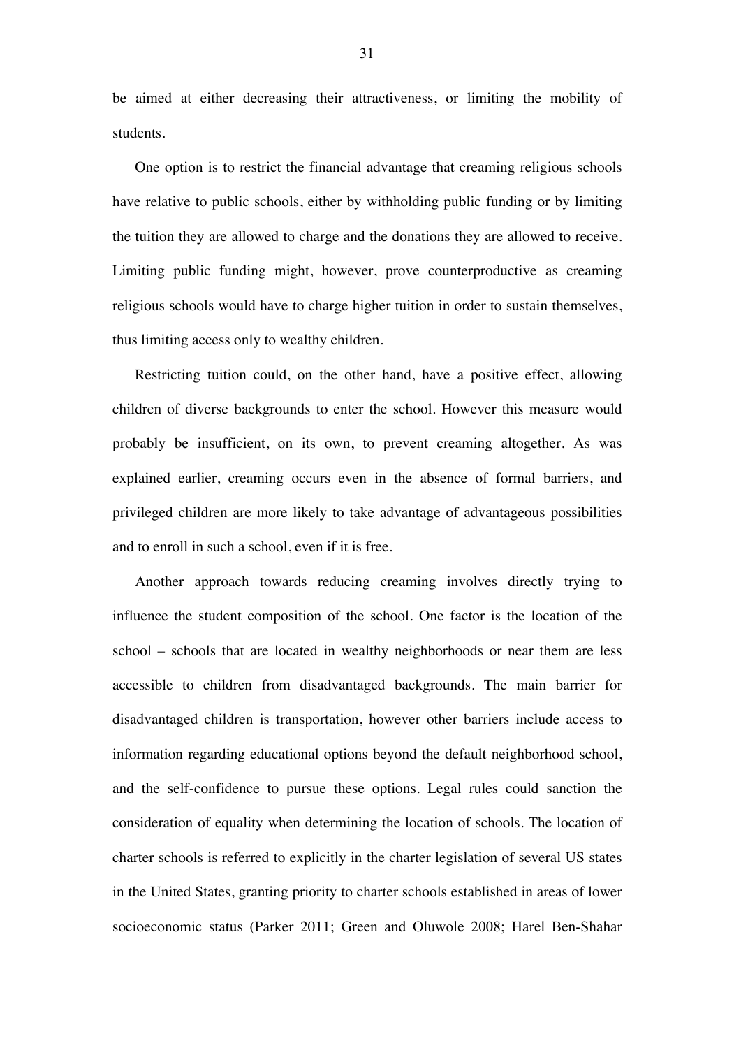be aimed at either decreasing their attractiveness, or limiting the mobility of students.

One option is to restrict the financial advantage that creaming religious schools have relative to public schools, either by withholding public funding or by limiting the tuition they are allowed to charge and the donations they are allowed to receive. Limiting public funding might, however, prove counterproductive as creaming religious schools would have to charge higher tuition in order to sustain themselves, thus limiting access only to wealthy children.

Restricting tuition could, on the other hand, have a positive effect, allowing children of diverse backgrounds to enter the school. However this measure would probably be insufficient, on its own, to prevent creaming altogether. As was explained earlier, creaming occurs even in the absence of formal barriers, and privileged children are more likely to take advantage of advantageous possibilities and to enroll in such a school, even if it is free.

Another approach towards reducing creaming involves directly trying to influence the student composition of the school. One factor is the location of the school – schools that are located in wealthy neighborhoods or near them are less accessible to children from disadvantaged backgrounds. The main barrier for disadvantaged children is transportation, however other barriers include access to information regarding educational options beyond the default neighborhood school, and the self-confidence to pursue these options. Legal rules could sanction the consideration of equality when determining the location of schools. The location of charter schools is referred to explicitly in the charter legislation of several US states in the United States, granting priority to charter schools established in areas of lower socioeconomic status (Parker 2011; Green and Oluwole 2008; Harel Ben-Shahar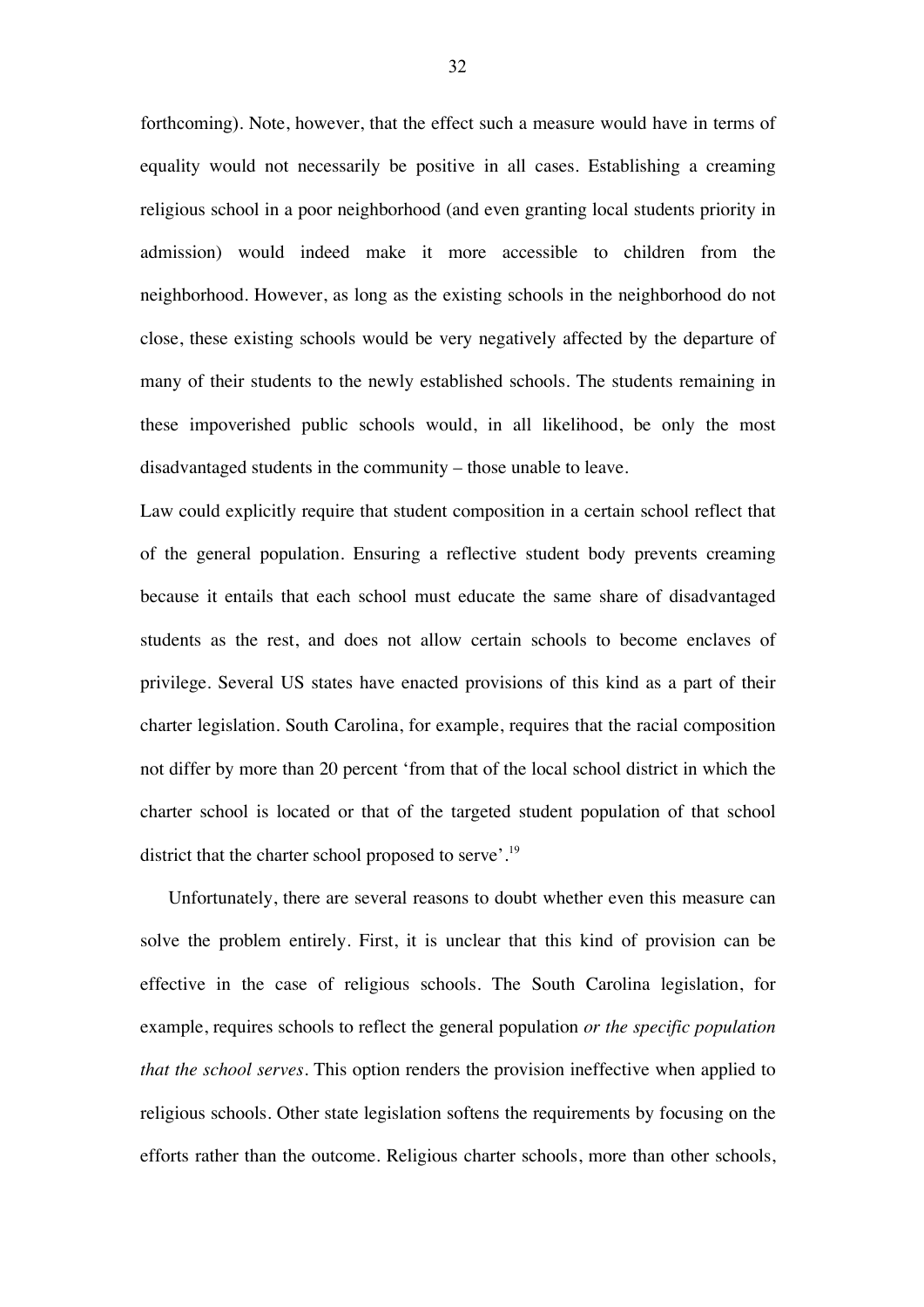forthcoming). Note, however, that the effect such a measure would have in terms of equality would not necessarily be positive in all cases. Establishing a creaming religious school in a poor neighborhood (and even granting local students priority in admission) would indeed make it more accessible to children from the neighborhood. However, as long as the existing schools in the neighborhood do not close, these existing schools would be very negatively affected by the departure of many of their students to the newly established schools. The students remaining in these impoverished public schools would, in all likelihood, be only the most disadvantaged students in the community – those unable to leave.

Law could explicitly require that student composition in a certain school reflect that of the general population. Ensuring a reflective student body prevents creaming because it entails that each school must educate the same share of disadvantaged students as the rest, and does not allow certain schools to become enclaves of privilege. Several US states have enacted provisions of this kind as a part of their charter legislation. South Carolina, for example, requires that the racial composition not differ by more than 20 percent 'from that of the local school district in which the charter school is located or that of the targeted student population of that school district that the charter school proposed to serve'.[19]

Unfortunately, there are several reasons to doubt whether even this measure can solve the problem entirely. First, it is unclear that this kind of provision can be effective in the case of religious schools. The South Carolina legislation, for example, requires schools to reflect the general population *or the specific population that the school serves*. This option renders the provision ineffective when applied to religious schools. Other state legislation softens the requirements by focusing on the efforts rather than the outcome. Religious charter schools, more than other schools,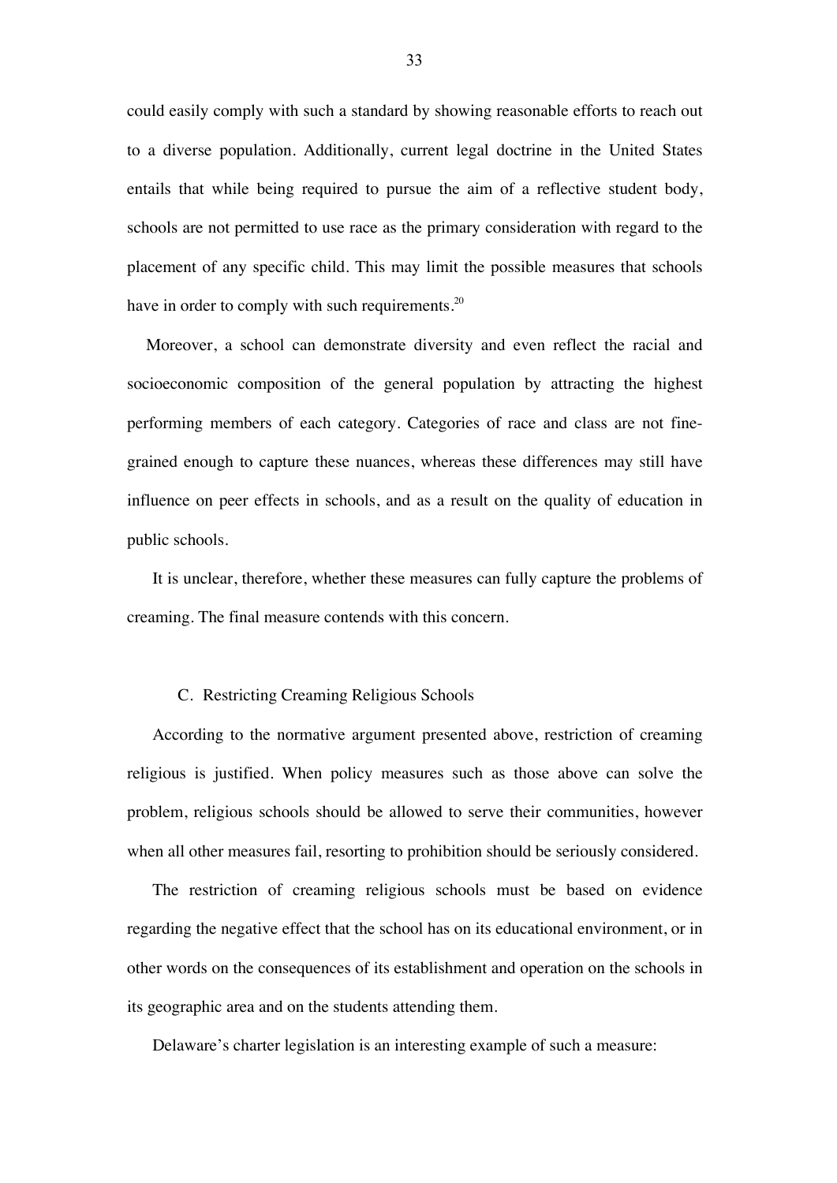could easily comply with such a standard by showing reasonable efforts to reach out to a diverse population. Additionally, current legal doctrine in the United States entails that while being required to pursue the aim of a reflective student body, schools are not permitted to use race as the primary consideration with regard to the placement of any specific child. This may limit the possible measures that schools have in order to comply with such requirements.[20]

Moreover, a school can demonstrate diversity and even reflect the racial and socioeconomic composition of the general population by attracting the highest performing members of each category. Categories of race and class are not fine-grained enough to capture these nuances, whereas these differences may still have influence on peer effects in schools, and as a result on the quality of education in public schools.

It is unclear, therefore, whether these measures can fully capture the problems of creaming. The final measure contends with this concern.

### C. Restricting Creaming Religious Schools

According to the normative argument presented above, restriction of creaming religious is justified. When policy measures such as those above can solve the problem, religious schools should be allowed to serve their communities, however when all other measures fail, resorting to prohibition should be seriously considered.

The restriction of creaming religious schools must be based on evidence regarding the negative effect that the school has on its educational environment, or in other words on the consequences of its establishment and operation on the schools in its geographic area and on the students attending them.

Delaware's charter legislation is an interesting example of such a measure: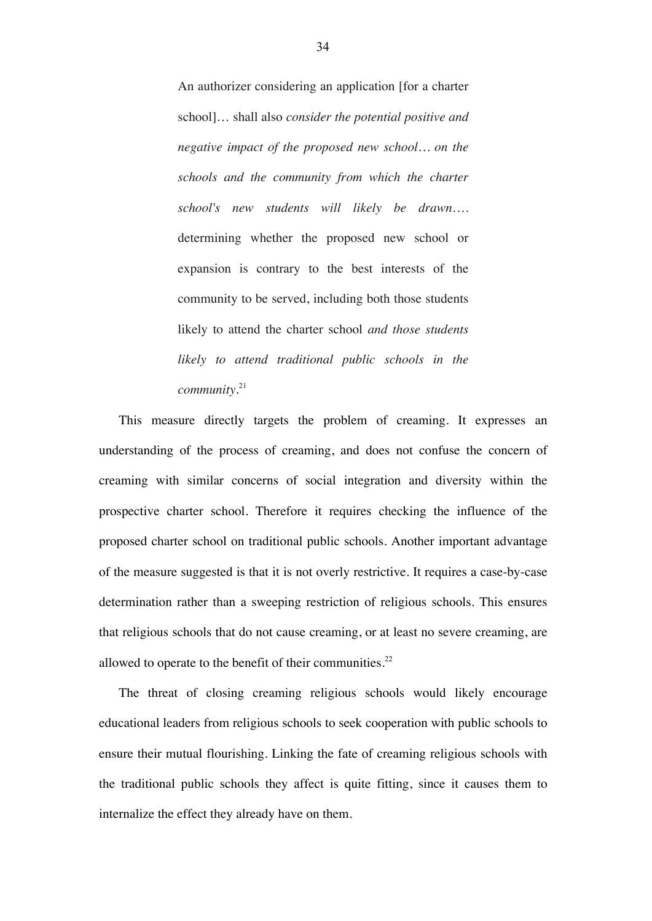> An authorizer considering an application [for a charter school]… shall also *consider the potential positive and negative impact of the proposed new school… on the schools and the community from which the charter school's new students will likely be drawn*…. determining whether the proposed new school or expansion is contrary to the best interests of the community to be served, including both those students likely to attend the charter school *and those students likely to attend traditional public schools in the community*.[21]

This measure directly targets the problem of creaming. It expresses an understanding of the process of creaming, and does not confuse the concern of creaming with similar concerns of social integration and diversity within the prospective charter school. Therefore it requires checking the influence of the proposed charter school on traditional public schools. Another important advantage of the measure suggested is that it is not overly restrictive. It requires a case-by-case determination rather than a sweeping restriction of religious schools. This ensures that religious schools that do not cause creaming, or at least no severe creaming, are allowed to operate to the benefit of their communities.[22]

The threat of closing creaming religious schools would likely encourage educational leaders from religious schools to seek cooperation with public schools to ensure their mutual flourishing. Linking the fate of creaming religious schools with the traditional public schools they affect is quite fitting, since it causes them to internalize the effect they already have on them.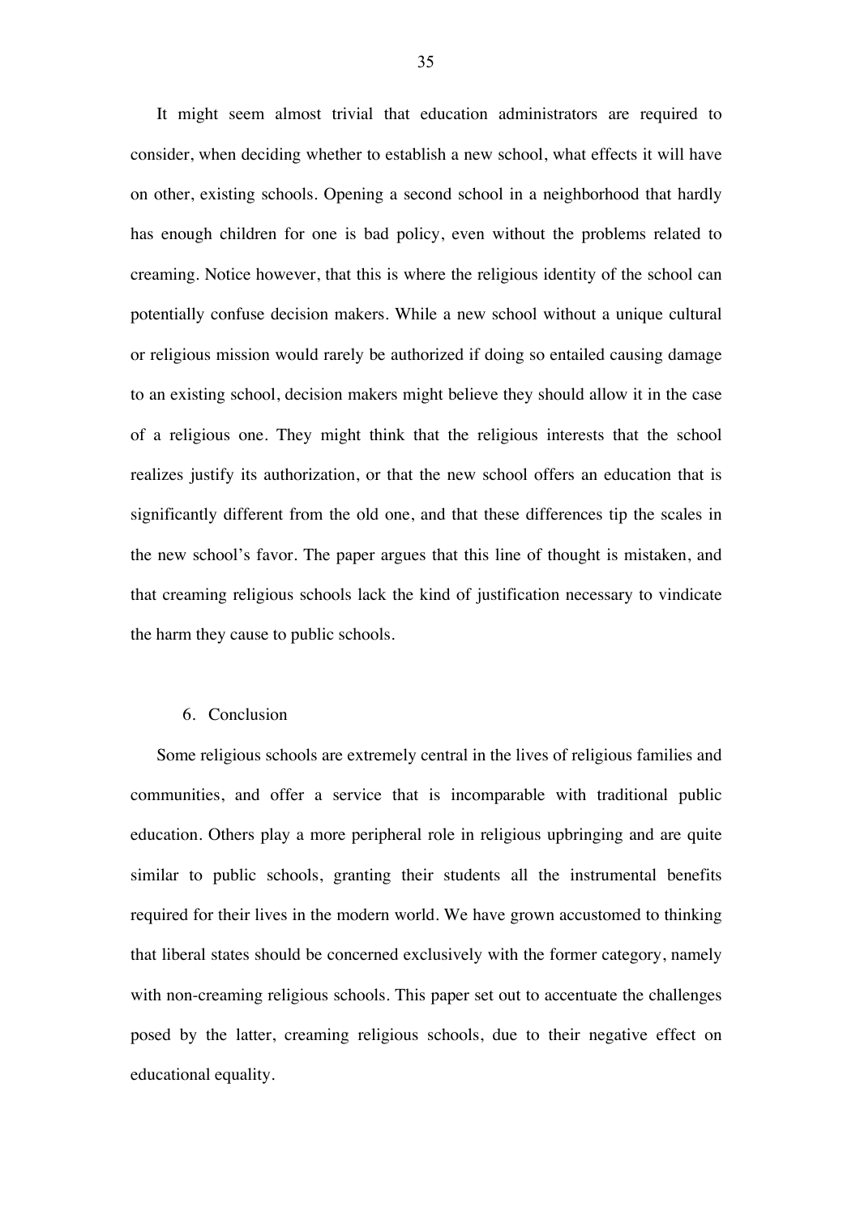It might seem almost trivial that education administrators are required to consider, when deciding whether to establish a new school, what effects it will have on other, existing schools. Opening a second school in a neighborhood that hardly has enough children for one is bad policy, even without the problems related to creaming. Notice however, that this is where the religious identity of the school can potentially confuse decision makers. While a new school without a unique cultural or religious mission would rarely be authorized if doing so entailed causing damage to an existing school, decision makers might believe they should allow it in the case of a religious one. They might think that the religious interests that the school realizes justify its authorization, or that the new school offers an education that is significantly different from the old one, and that these differences tip the scales in the new school's favor. The paper argues that this line of thought is mistaken, and that creaming religious schools lack the kind of justification necessary to vindicate the harm they cause to public schools.

## 6. Conclusion

Some religious schools are extremely central in the lives of religious families and communities, and offer a service that is incomparable with traditional public education. Others play a more peripheral role in religious upbringing and are quite similar to public schools, granting their students all the instrumental benefits required for their lives in the modern world. We have grown accustomed to thinking that liberal states should be concerned exclusively with the former category, namely with non-creaming religious schools. This paper set out to accentuate the challenges posed by the latter, creaming religious schools, due to their negative effect on educational equality.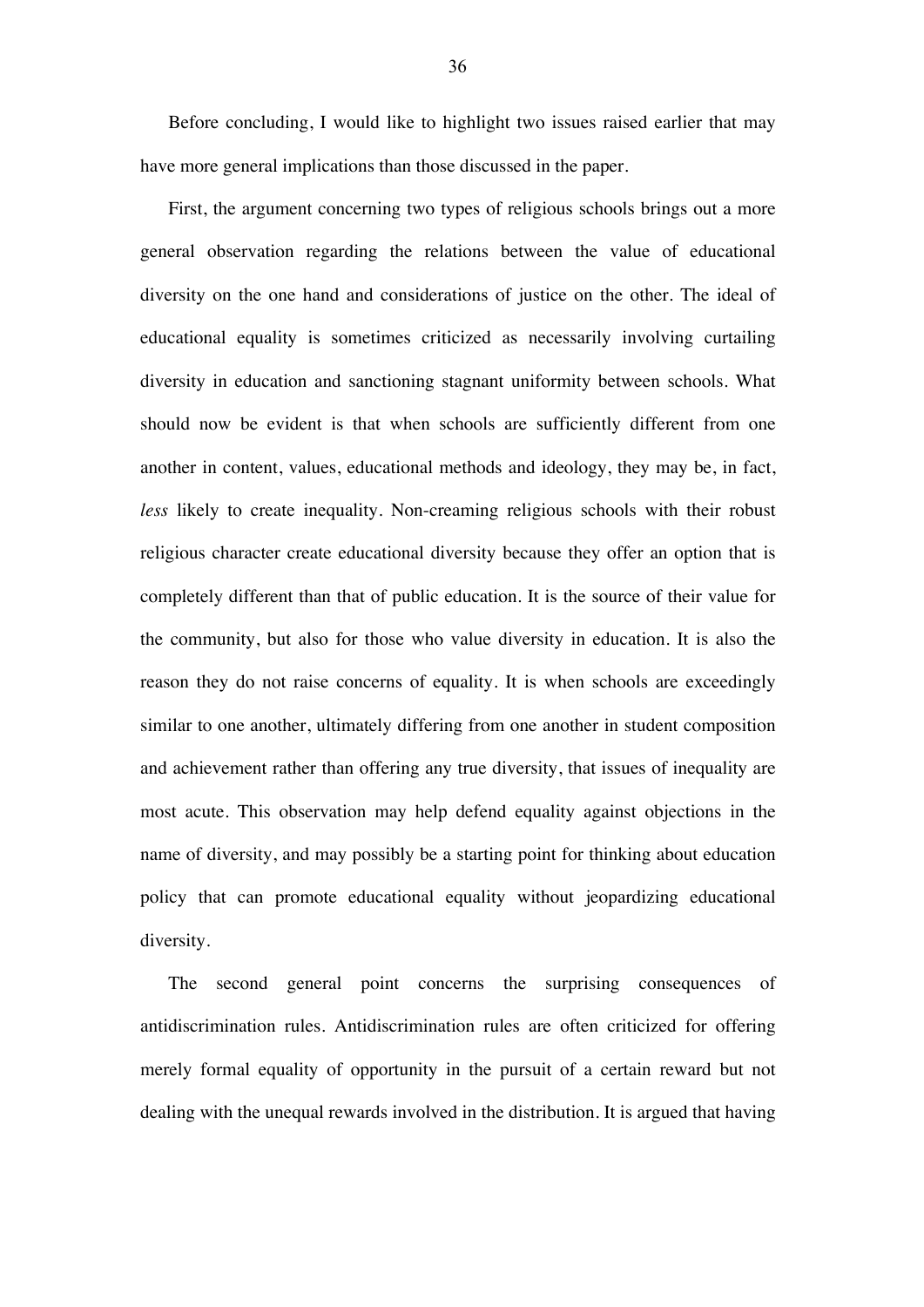Before concluding, I would like to highlight two issues raised earlier that may have more general implications than those discussed in the paper.

First, the argument concerning two types of religious schools brings out a more general observation regarding the relations between the value of educational diversity on the one hand and considerations of justice on the other. The ideal of educational equality is sometimes criticized as necessarily involving curtailing diversity in education and sanctioning stagnant uniformity between schools. What should now be evident is that when schools are sufficiently different from one another in content, values, educational methods and ideology, they may be, in fact, *less* likely to create inequality. Non-creaming religious schools with their robust religious character create educational diversity because they offer an option that is completely different than that of public education. It is the source of their value for the community, but also for those who value diversity in education. It is also the reason they do not raise concerns of equality. It is when schools are exceedingly similar to one another, ultimately differing from one another in student composition and achievement rather than offering any true diversity, that issues of inequality are most acute. This observation may help defend equality against objections in the name of diversity, and may possibly be a starting point for thinking about education policy that can promote educational equality without jeopardizing educational diversity.

The second general point concerns the surprising consequences of antidiscrimination rules. Antidiscrimination rules are often criticized for offering merely formal equality of opportunity in the pursuit of a certain reward but not dealing with the unequal rewards involved in the distribution. It is argued that having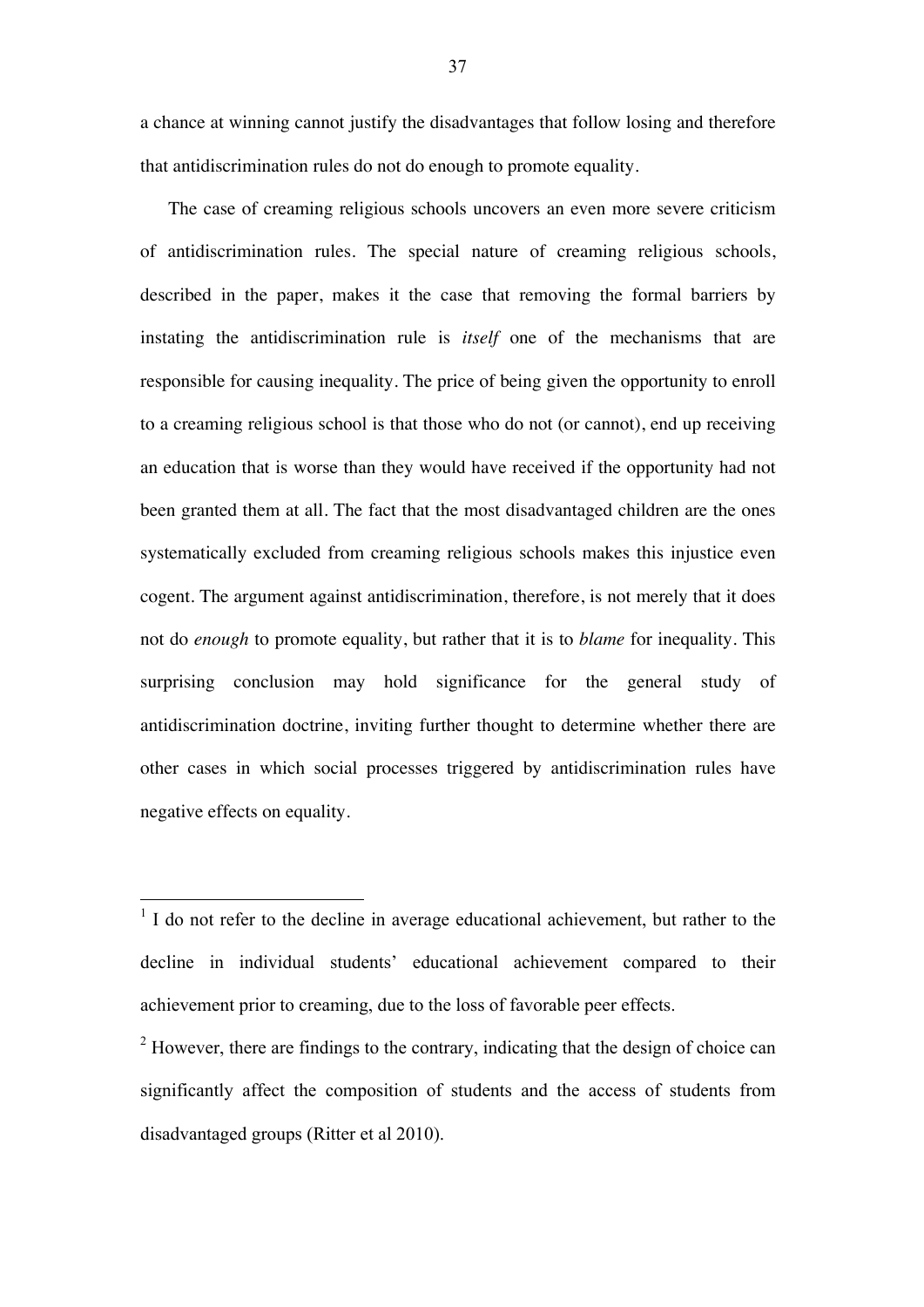a chance at winning cannot justify the disadvantages that follow losing and therefore that antidiscrimination rules do not do enough to promote equality.

The case of creaming religious schools uncovers an even more severe criticism of antidiscrimination rules. The special nature of creaming religious schools, described in the paper, makes it the case that removing the formal barriers by instating the antidiscrimination rule is *itself* one of the mechanisms that are responsible for causing inequality. The price of being given the opportunity to enroll to a creaming religious school is that those who do not (or cannot), end up receiving an education that is worse than they would have received if the opportunity had not been granted them at all. The fact that the most disadvantaged children are the ones systematically excluded from creaming religious schools makes this injustice even cogent. The argument against antidiscrimination, therefore, is not merely that it does not do *enough* to promote equality, but rather that it is to *blame* for inequality. This surprising conclusion may hold significance for the general study of antidiscrimination doctrine, inviting further thought to determine whether there are other cases in which social processes triggered by antidiscrimination rules have negative effects on equality.

---

[1] I do not refer to the decline in average educational achievement, but rather to the decline in individual students' educational achievement compared to their achievement prior to creaming, due to the loss of favorable peer effects.

[2] However, there are findings to the contrary, indicating that the design of choice can significantly affect the composition of students and the access of students from disadvantaged groups (Ritter et al 2010).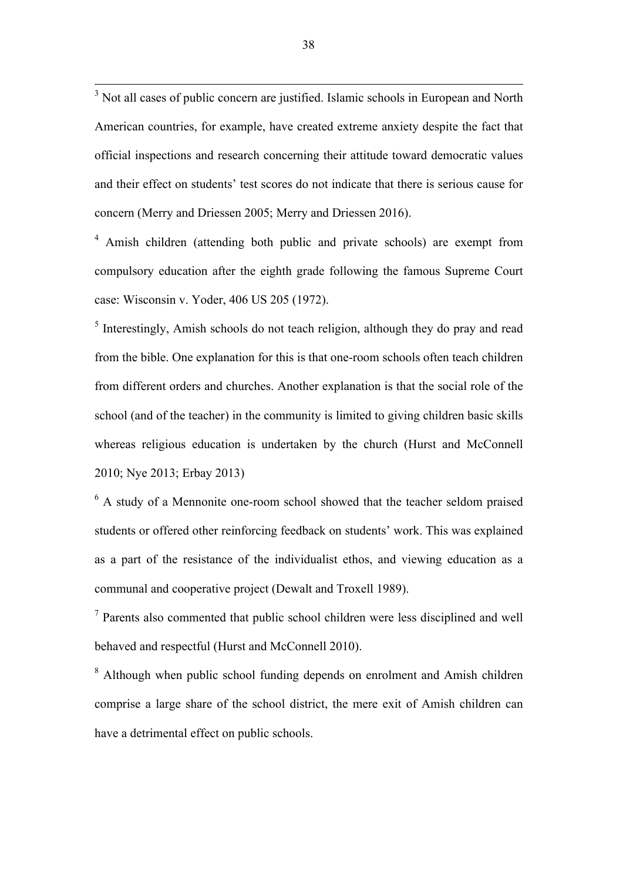[3] Not all cases of public concern are justified. Islamic schools in European and North American countries, for example, have created extreme anxiety despite the fact that official inspections and research concerning their attitude toward democratic values and their effect on students' test scores do not indicate that there is serious cause for concern (Merry and Driessen 2005; Merry and Driessen 2016).

[4] Amish children (attending both public and private schools) are exempt from compulsory education after the eighth grade following the famous Supreme Court case: Wisconsin v. Yoder, 406 US 205 (1972).

[5] Interestingly, Amish schools do not teach religion, although they do pray and read from the bible. One explanation for this is that one-room schools often teach children from different orders and churches. Another explanation is that the social role of the school (and of the teacher) in the community is limited to giving children basic skills whereas religious education is undertaken by the church (Hurst and McConnell 2010; Nye 2013; Erbay 2013)

[6] A study of a Mennonite one-room school showed that the teacher seldom praised students or offered other reinforcing feedback on students' work. This was explained as a part of the resistance of the individualist ethos, and viewing education as a communal and cooperative project (Dewalt and Troxell 1989).

[7] Parents also commented that public school children were less disciplined and well behaved and respectful (Hurst and McConnell 2010).

[8] Although when public school funding depends on enrolment and Amish children comprise a large share of the school district, the mere exit of Amish children can have a detrimental effect on public schools.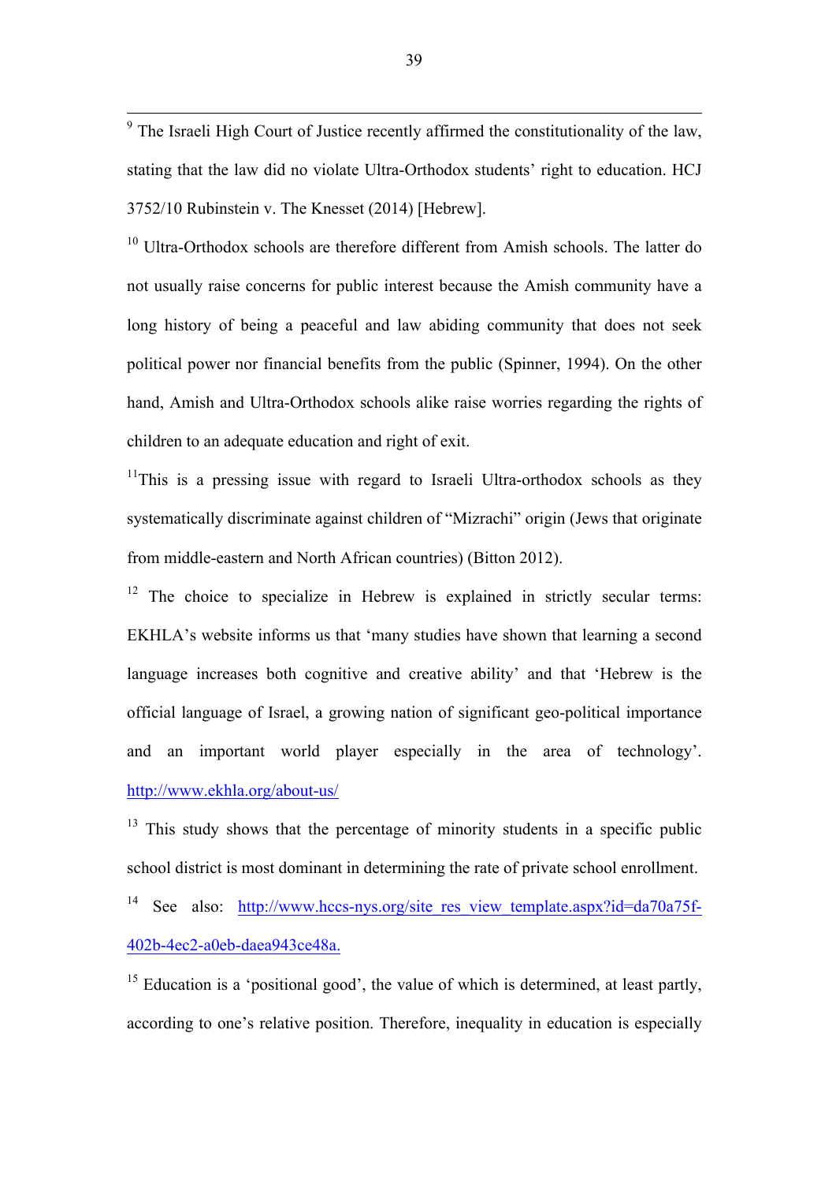[9] The Israeli High Court of Justice recently affirmed the constitutionality of the law, stating that the law did no violate Ultra-Orthodox students' right to education. HCJ 3752/10 Rubinstein v. The Knesset (2014) [Hebrew].

[10] Ultra-Orthodox schools are therefore different from Amish schools. The latter do not usually raise concerns for public interest because the Amish community have a long history of being a peaceful and law abiding community that does not seek political power nor financial benefits from the public (Spinner, 1994). On the other hand, Amish and Ultra-Orthodox schools alike raise worries regarding the rights of children to an adequate education and right of exit.

[11] This is a pressing issue with regard to Israeli Ultra-orthodox schools as they systematically discriminate against children of "Mizrachi" origin (Jews that originate from middle-eastern and North African countries) (Bitton 2012).

[12] The choice to specialize in Hebrew is explained in strictly secular terms: EKHLA's website informs us that 'many studies have shown that learning a second language increases both cognitive and creative ability' and that 'Hebrew is the official language of Israel, a growing nation of significant geo-political importance and an important world player especially in the area of technology'. http://www.ekhla.org/about-us/

[13] This study shows that the percentage of minority students in a specific public school district is most dominant in determining the rate of private school enrollment.

[14] See also: http://www.hccs-nys.org/site_res_view_template.aspx?id=da70a75f-402b-4ec2-a0eb-daea943ce48a.

[15] Education is a 'positional good', the value of which is determined, at least partly, according to one's relative position. Therefore, inequality in education is especially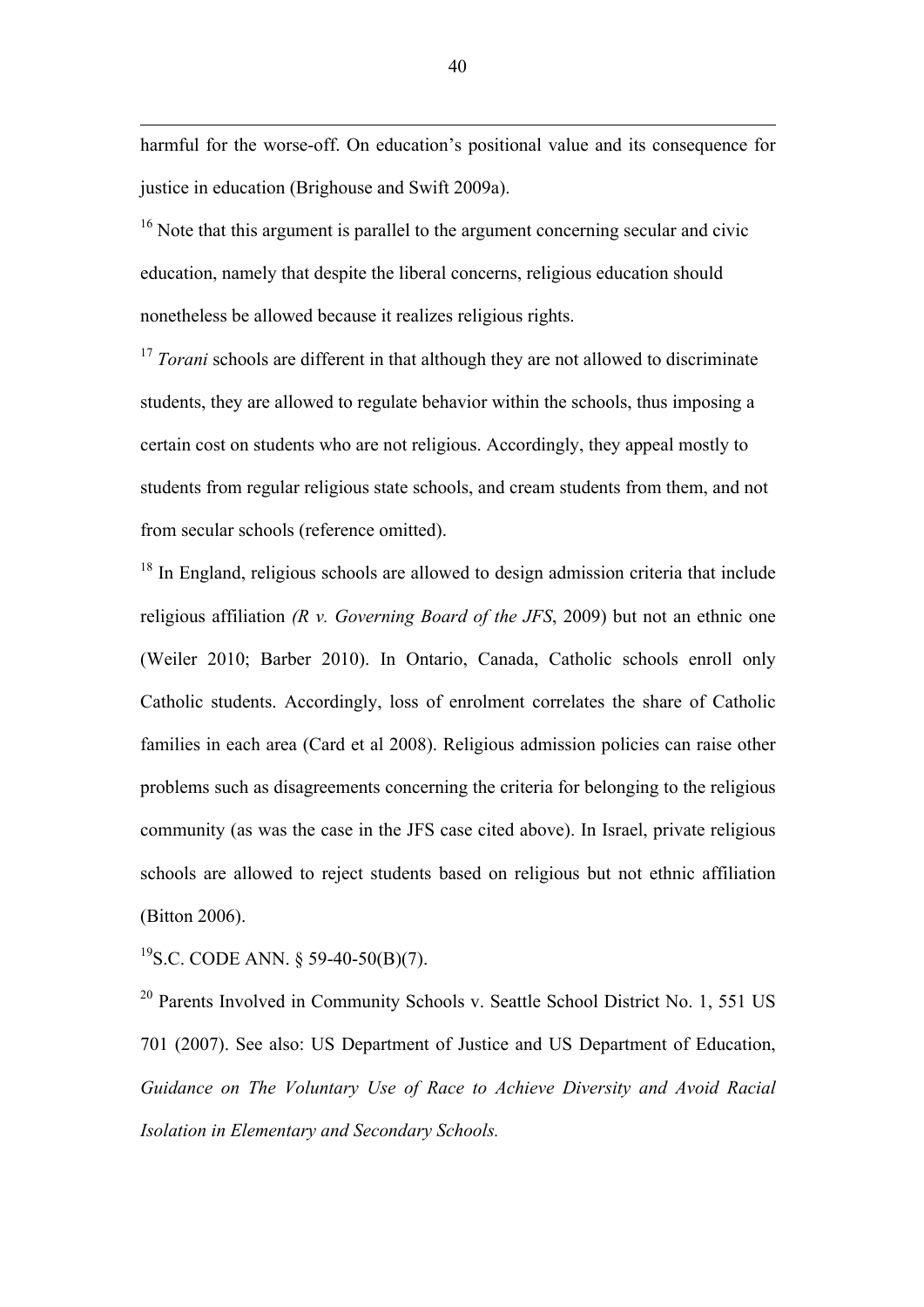harmful for the worse-off. On education's positional value and its consequence for justice in education (Brighouse and Swift 2009a).

[16] Note that this argument is parallel to the argument concerning secular and civic education, namely that despite the liberal concerns, religious education should nonetheless be allowed because it realizes religious rights.

[17] *Torani* schools are different in that although they are not allowed to discriminate students, they are allowed to regulate behavior within the schools, thus imposing a certain cost on students who are not religious. Accordingly, they appeal mostly to students from regular religious state schools, and cream students from them, and not from secular schools (reference omitted).

[18] In England, religious schools are allowed to design admission criteria that include religious affiliation *(R v. Governing Board of the JFS*, 2009) but not an ethnic one (Weiler 2010; Barber 2010). In Ontario, Canada, Catholic schools enroll only Catholic students. Accordingly, loss of enrolment correlates the share of Catholic families in each area (Card et al 2008). Religious admission policies can raise other problems such as disagreements concerning the criteria for belonging to the religious community (as was the case in the JFS case cited above). In Israel, private religious schools are allowed to reject students based on religious but not ethnic affiliation (Bitton 2006).

[19] S.C. CODE ANN. § 59-40-50(B)(7).

[20] Parents Involved in Community Schools v. Seattle School District No. 1, 551 US 701 (2007). See also: US Department of Justice and US Department of Education, *Guidance on The Voluntary Use of Race to Achieve Diversity and Avoid Racial Isolation in Elementary and Secondary Schools.*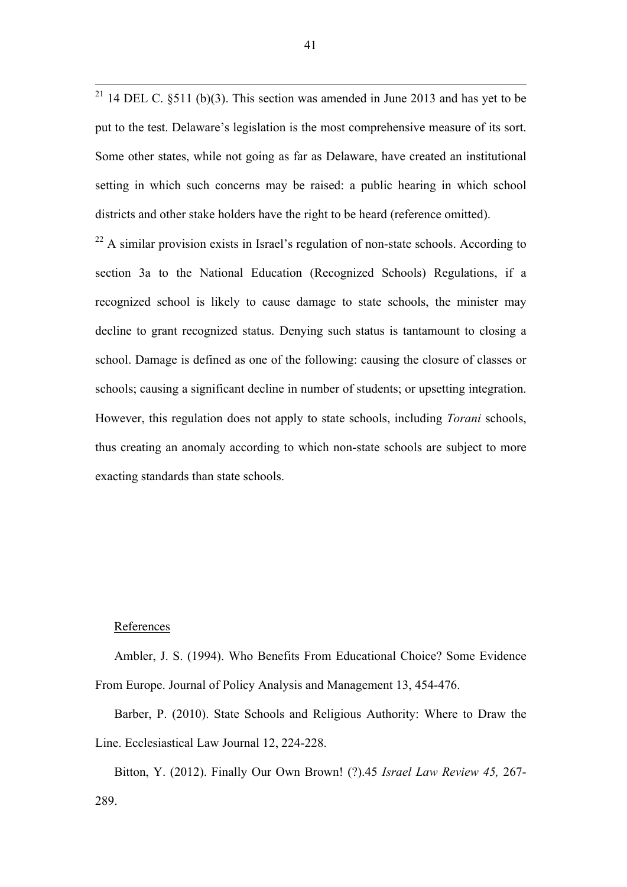[21] 14 DEL C. §511 (b)(3). This section was amended in June 2013 and has yet to be put to the test. Delaware's legislation is the most comprehensive measure of its sort. Some other states, while not going as far as Delaware, have created an institutional setting in which such concerns may be raised: a public hearing in which school districts and other stake holders have the right to be heard (reference omitted).

[22] A similar provision exists in Israel's regulation of non-state schools. According to section 3a to the National Education (Recognized Schools) Regulations, if a recognized school is likely to cause damage to state schools, the minister may decline to grant recognized status. Denying such status is tantamount to closing a school. Damage is defined as one of the following: causing the closure of classes or schools; causing a significant decline in number of students; or upsetting integration. However, this regulation does not apply to state schools, including *Torani* schools, thus creating an anomaly according to which non-state schools are subject to more exacting standards than state schools.

## References

Ambler, J. S. (1994). Who Benefits From Educational Choice? Some Evidence From Europe. Journal of Policy Analysis and Management 13, 454-476.

Barber, P. (2010). State Schools and Religious Authority: Where to Draw the Line. Ecclesiastical Law Journal 12, 224-228.

Bitton, Y. (2012). Finally Our Own Brown! (?).45 *Israel Law Review 45,* 267-289.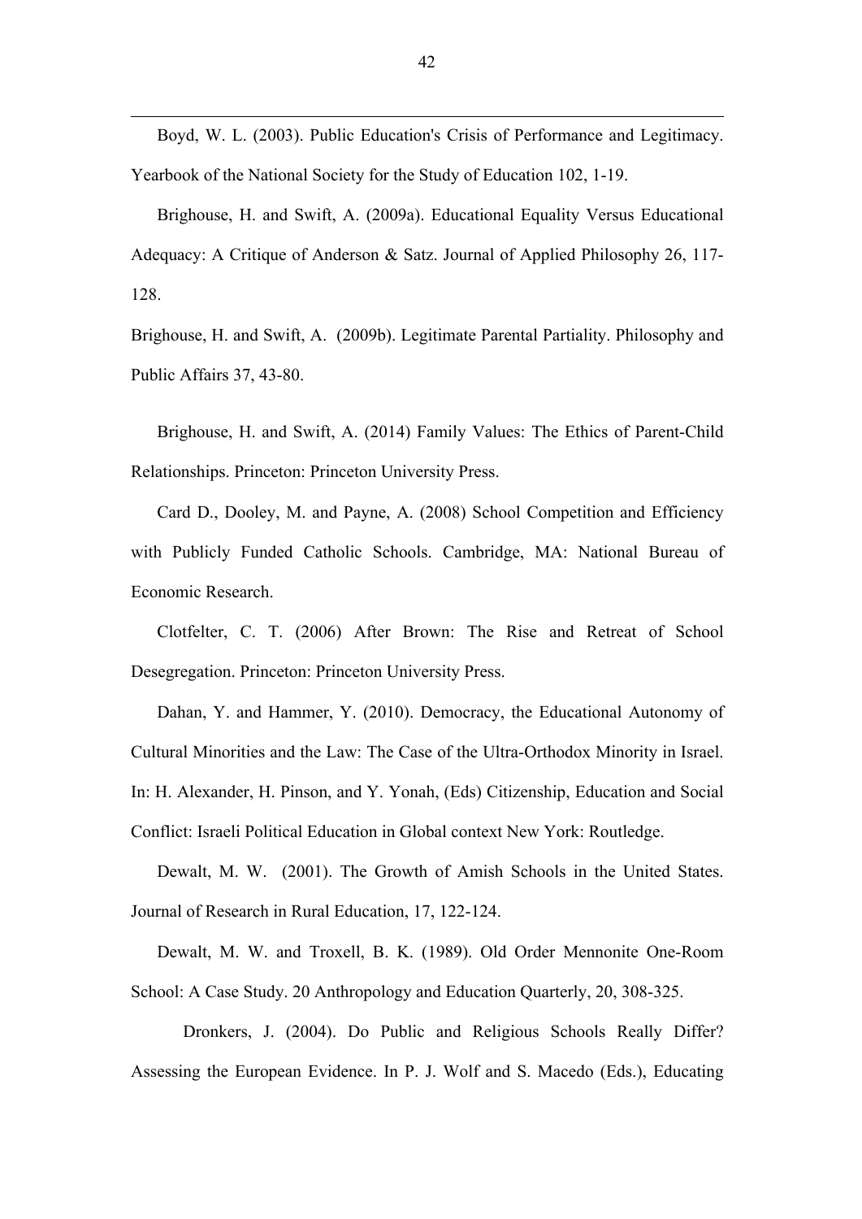Boyd, W. L. (2003). Public Education's Crisis of Performance and Legitimacy. Yearbook of the National Society for the Study of Education 102, 1-19.

Brighouse, H. and Swift, A. (2009a). Educational Equality Versus Educational Adequacy: A Critique of Anderson & Satz. Journal of Applied Philosophy 26, 117-128.

Brighouse, H. and Swift, A. (2009b). Legitimate Parental Partiality. Philosophy and Public Affairs 37, 43-80.

Brighouse, H. and Swift, A. (2014) Family Values: The Ethics of Parent-Child Relationships. Princeton: Princeton University Press.

Card D., Dooley, M. and Payne, A. (2008) School Competition and Efficiency with Publicly Funded Catholic Schools. Cambridge, MA: National Bureau of Economic Research.

Clotfelter, C. T. (2006) After Brown: The Rise and Retreat of School Desegregation. Princeton: Princeton University Press.

Dahan, Y. and Hammer, Y. (2010). Democracy, the Educational Autonomy of Cultural Minorities and the Law: The Case of the Ultra-Orthodox Minority in Israel. In: H. Alexander, H. Pinson, and Y. Yonah, (Eds) Citizenship, Education and Social Conflict: Israeli Political Education in Global context New York: Routledge.

Dewalt, M. W. (2001). The Growth of Amish Schools in the United States. Journal of Research in Rural Education, 17, 122-124.

Dewalt, M. W. and Troxell, B. K. (1989). Old Order Mennonite One-Room School: A Case Study. 20 Anthropology and Education Quarterly, 20, 308-325.

Dronkers, J. (2004). Do Public and Religious Schools Really Differ? Assessing the European Evidence. In P. J. Wolf and S. Macedo (Eds.), Educating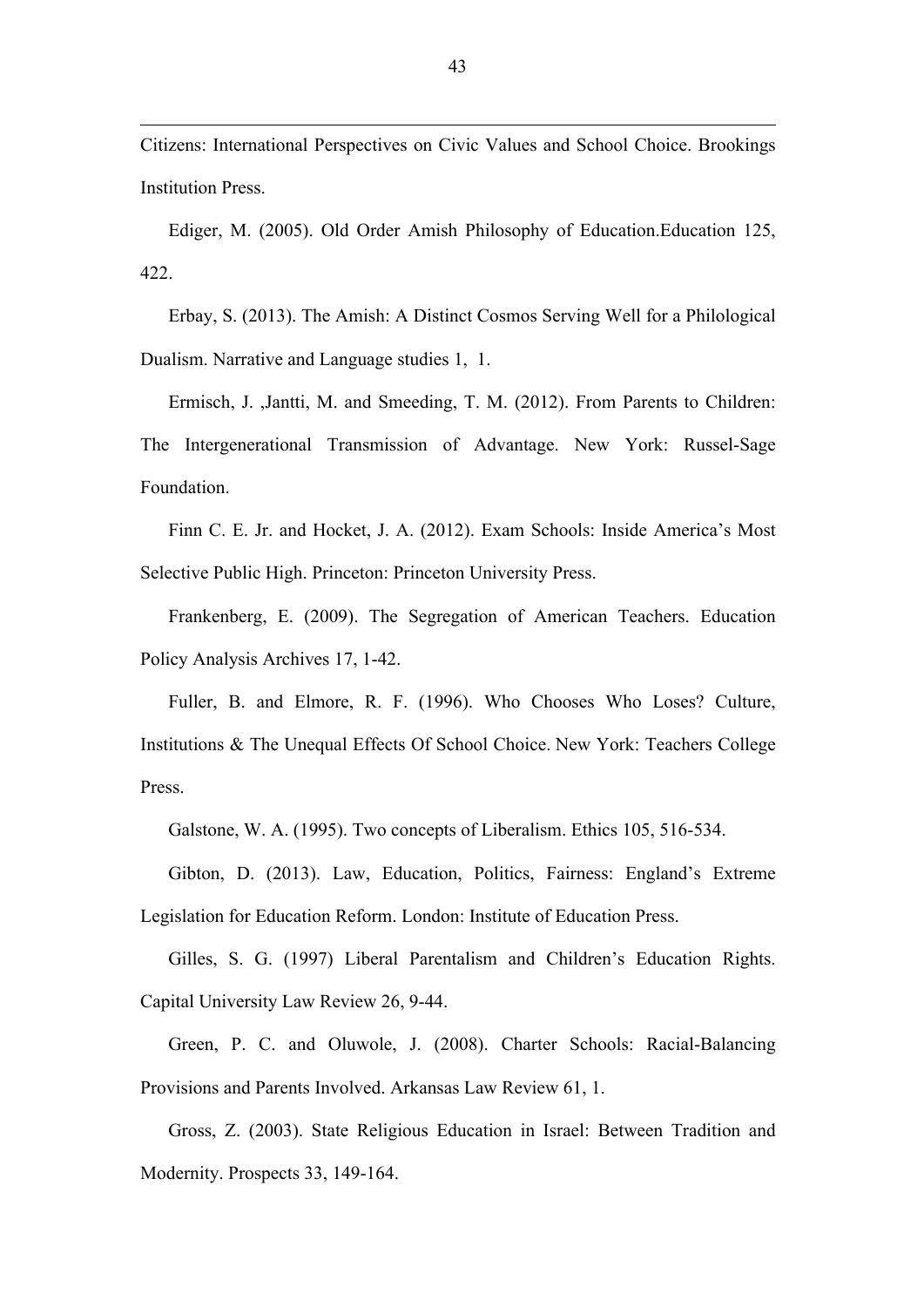Citizens: International Perspectives on Civic Values and School Choice. Brookings Institution Press.

Ediger, M. (2005). Old Order Amish Philosophy of Education.Education 125, 422.

Erbay, S. (2013). The Amish: A Distinct Cosmos Serving Well for a Philological Dualism. Narrative and Language studies 1, 1.

Ermisch, J. ,Jantti, M. and Smeeding, T. M. (2012). From Parents to Children: The Intergenerational Transmission of Advantage. New York: Russel-Sage Foundation.

Finn C. E. Jr. and Hocket, J. A. (2012). Exam Schools: Inside America's Most Selective Public High. Princeton: Princeton University Press.

Frankenberg, E. (2009). The Segregation of American Teachers. Education Policy Analysis Archives 17, 1-42.

Fuller, B. and Elmore, R. F. (1996). Who Chooses Who Loses? Culture, Institutions & The Unequal Effects Of School Choice. New York: Teachers College Press.

Galstone, W. A. (1995). Two concepts of Liberalism. Ethics 105, 516-534.

Gibton, D. (2013). Law, Education, Politics, Fairness: England's Extreme Legislation for Education Reform. London: Institute of Education Press.

Gilles, S. G. (1997) Liberal Parentalism and Children's Education Rights. Capital University Law Review 26, 9-44.

Green, P. C. and Oluwole, J. (2008). Charter Schools: Racial-Balancing Provisions and Parents Involved. Arkansas Law Review 61, 1.

Gross, Z. (2003). State Religious Education in Israel: Between Tradition and Modernity. Prospects 33, 149-164.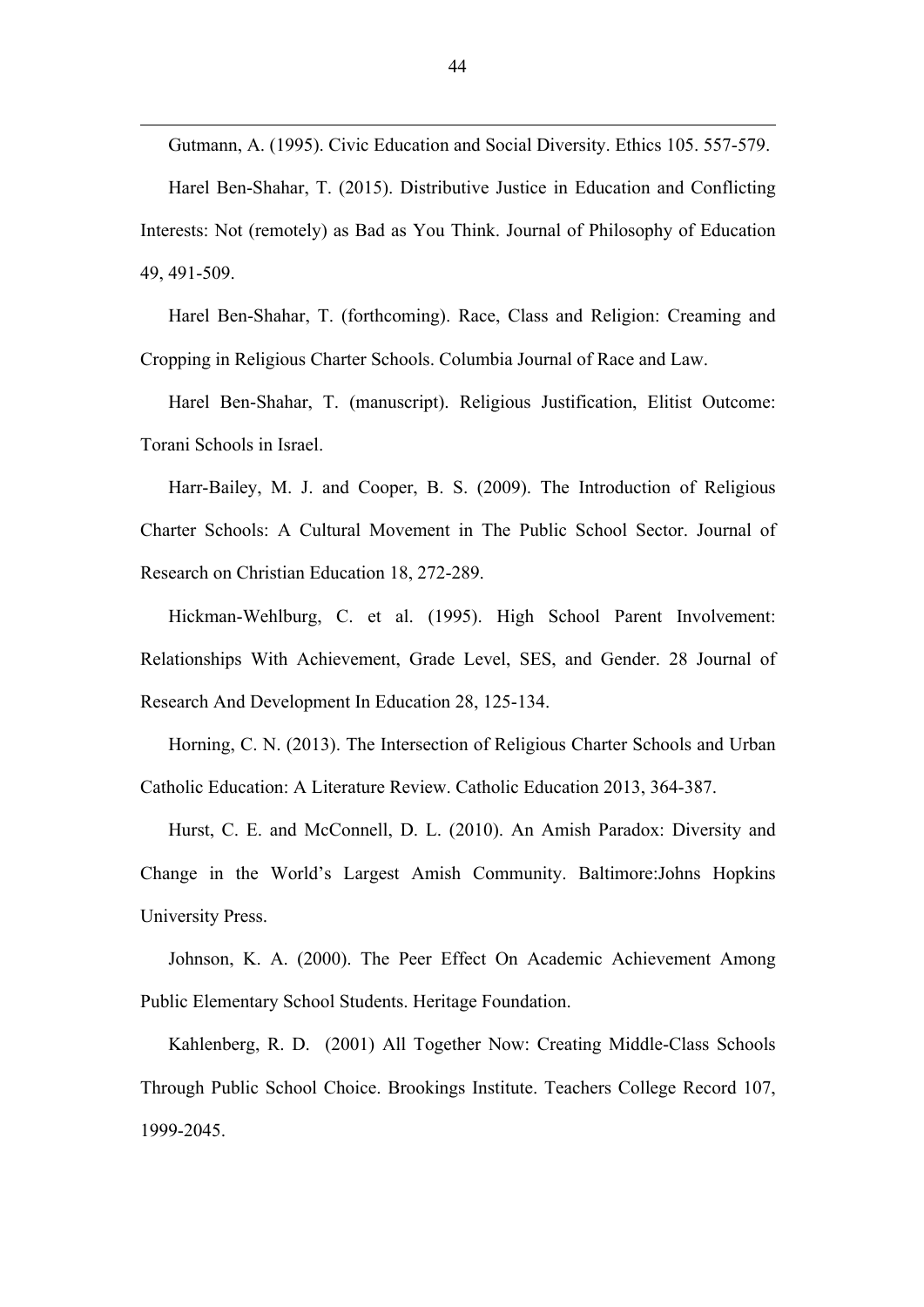Gutmann, A. (1995). Civic Education and Social Diversity. Ethics 105. 557-579.

Harel Ben-Shahar, T. (2015). Distributive Justice in Education and Conflicting Interests: Not (remotely) as Bad as You Think. Journal of Philosophy of Education 49, 491-509.

Harel Ben-Shahar, T. (forthcoming). Race, Class and Religion: Creaming and Cropping in Religious Charter Schools. Columbia Journal of Race and Law.

Harel Ben-Shahar, T. (manuscript). Religious Justification, Elitist Outcome: Torani Schools in Israel.

Harr-Bailey, M. J. and Cooper, B. S. (2009). The Introduction of Religious Charter Schools: A Cultural Movement in The Public School Sector. Journal of Research on Christian Education 18, 272-289.

Hickman-Wehlburg, C. et al. (1995). High School Parent Involvement: Relationships With Achievement, Grade Level, SES, and Gender. 28 Journal of Research And Development In Education 28, 125-134.

Horning, C. N. (2013). The Intersection of Religious Charter Schools and Urban Catholic Education: A Literature Review. Catholic Education 2013, 364-387.

Hurst, C. E. and McConnell, D. L. (2010). An Amish Paradox: Diversity and Change in the World's Largest Amish Community. Baltimore:Johns Hopkins University Press.

Johnson, K. A. (2000). The Peer Effect On Academic Achievement Among Public Elementary School Students. Heritage Foundation.

Kahlenberg, R. D. (2001) All Together Now: Creating Middle-Class Schools Through Public School Choice. Brookings Institute. Teachers College Record 107, 1999-2045.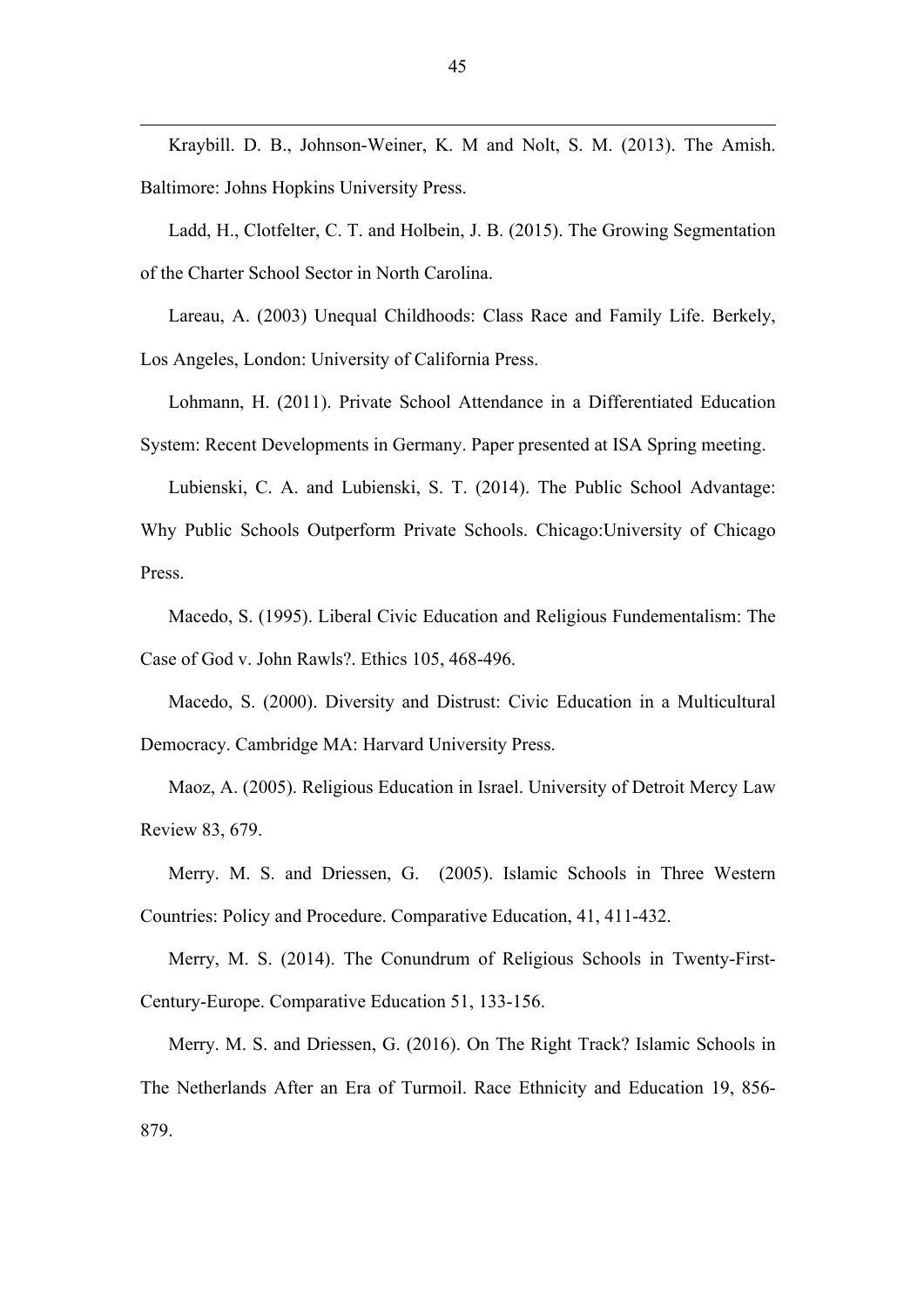Kraybill. D. B., Johnson-Weiner, K. M and Nolt, S. M. (2013). The Amish. Baltimore: Johns Hopkins University Press.

Ladd, H., Clotfelter, C. T. and Holbein, J. B. (2015). The Growing Segmentation of the Charter School Sector in North Carolina.

Lareau, A. (2003) Unequal Childhoods: Class Race and Family Life. Berkely, Los Angeles, London: University of California Press.

Lohmann, H. (2011). Private School Attendance in a Differentiated Education System: Recent Developments in Germany. Paper presented at ISA Spring meeting.

Lubienski, C. A. and Lubienski, S. T. (2014). The Public School Advantage: Why Public Schools Outperform Private Schools. Chicago:University of Chicago Press.

Macedo, S. (1995). Liberal Civic Education and Religious Fundementalism: The Case of God v. John Rawls?. Ethics 105, 468-496.

Macedo, S. (2000). Diversity and Distrust: Civic Education in a Multicultural Democracy. Cambridge MA: Harvard University Press.

Maoz, A. (2005). Religious Education in Israel. University of Detroit Mercy Law Review 83, 679.

Merry. M. S. and Driessen, G. (2005). Islamic Schools in Three Western Countries: Policy and Procedure. Comparative Education, 41, 411-432.

Merry, M. S. (2014). The Conundrum of Religious Schools in Twenty-First-Century-Europe. Comparative Education 51, 133-156.

Merry. M. S. and Driessen, G. (2016). On The Right Track? Islamic Schools in The Netherlands After an Era of Turmoil. Race Ethnicity and Education 19, 856-879.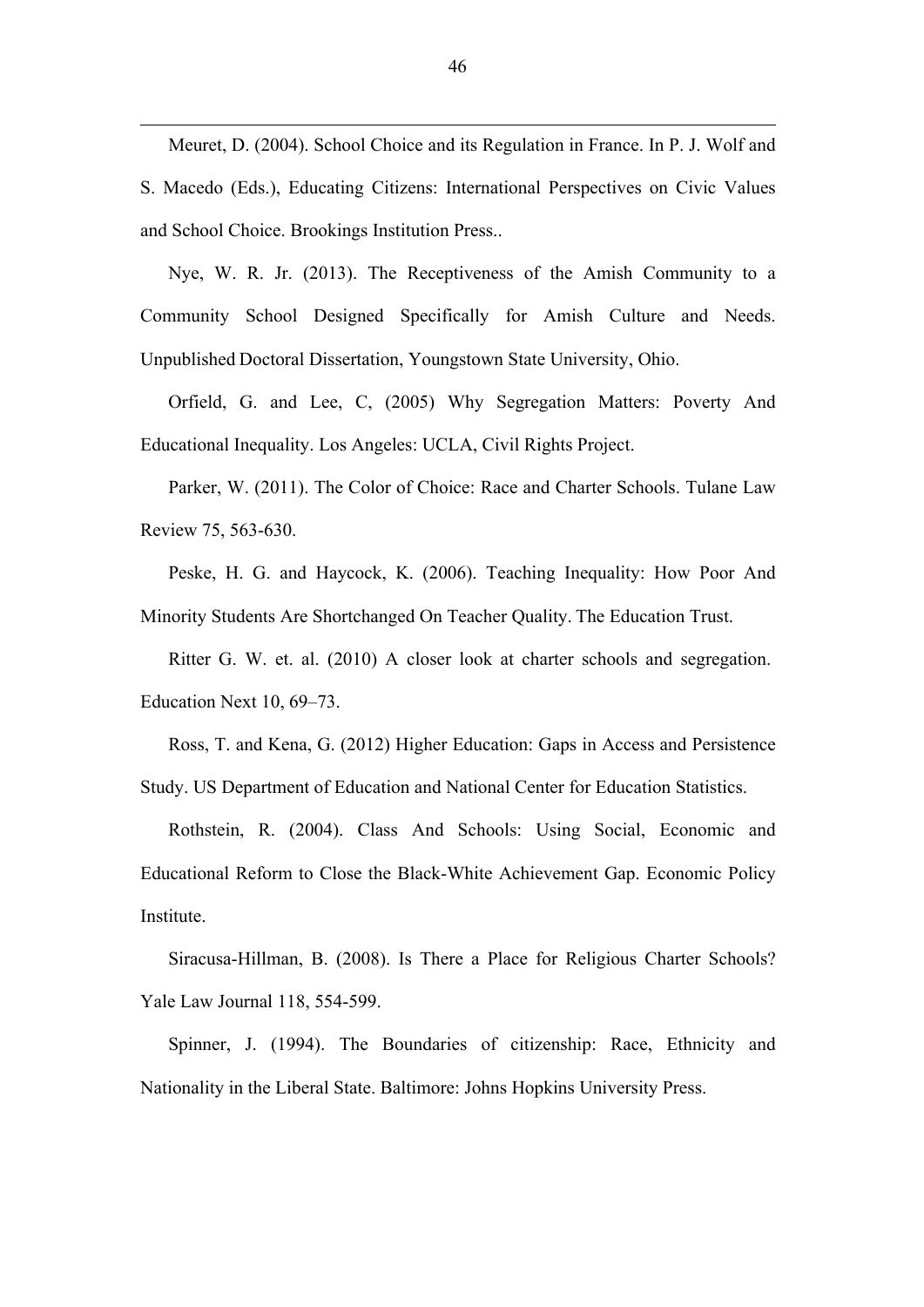Meuret, D. (2004). School Choice and its Regulation in France. In P. J. Wolf and S. Macedo (Eds.), Educating Citizens: International Perspectives on Civic Values and School Choice. Brookings Institution Press..

Nye, W. R. Jr. (2013). The Receptiveness of the Amish Community to a Community School Designed Specifically for Amish Culture and Needs. Unpublished Doctoral Dissertation, Youngstown State University, Ohio.

Orfield, G. and Lee, C, (2005) Why Segregation Matters: Poverty And Educational Inequality. Los Angeles: UCLA, Civil Rights Project.

Parker, W. (2011). The Color of Choice: Race and Charter Schools. Tulane Law Review 75, 563-630.

Peske, H. G. and Haycock, K. (2006). Teaching Inequality: How Poor And Minority Students Are Shortchanged On Teacher Quality. The Education Trust.

Ritter G. W. et. al. (2010) A closer look at charter schools and segregation. Education Next 10, 69–73.

Ross, T. and Kena, G. (2012) Higher Education: Gaps in Access and Persistence Study. US Department of Education and National Center for Education Statistics.

Rothstein, R. (2004). Class And Schools: Using Social, Economic and Educational Reform to Close the Black-White Achievement Gap. Economic Policy Institute.

Siracusa-Hillman, B. (2008). Is There a Place for Religious Charter Schools? Yale Law Journal 118, 554-599.

Spinner, J. (1994). The Boundaries of citizenship: Race, Ethnicity and Nationality in the Liberal State. Baltimore: Johns Hopkins University Press.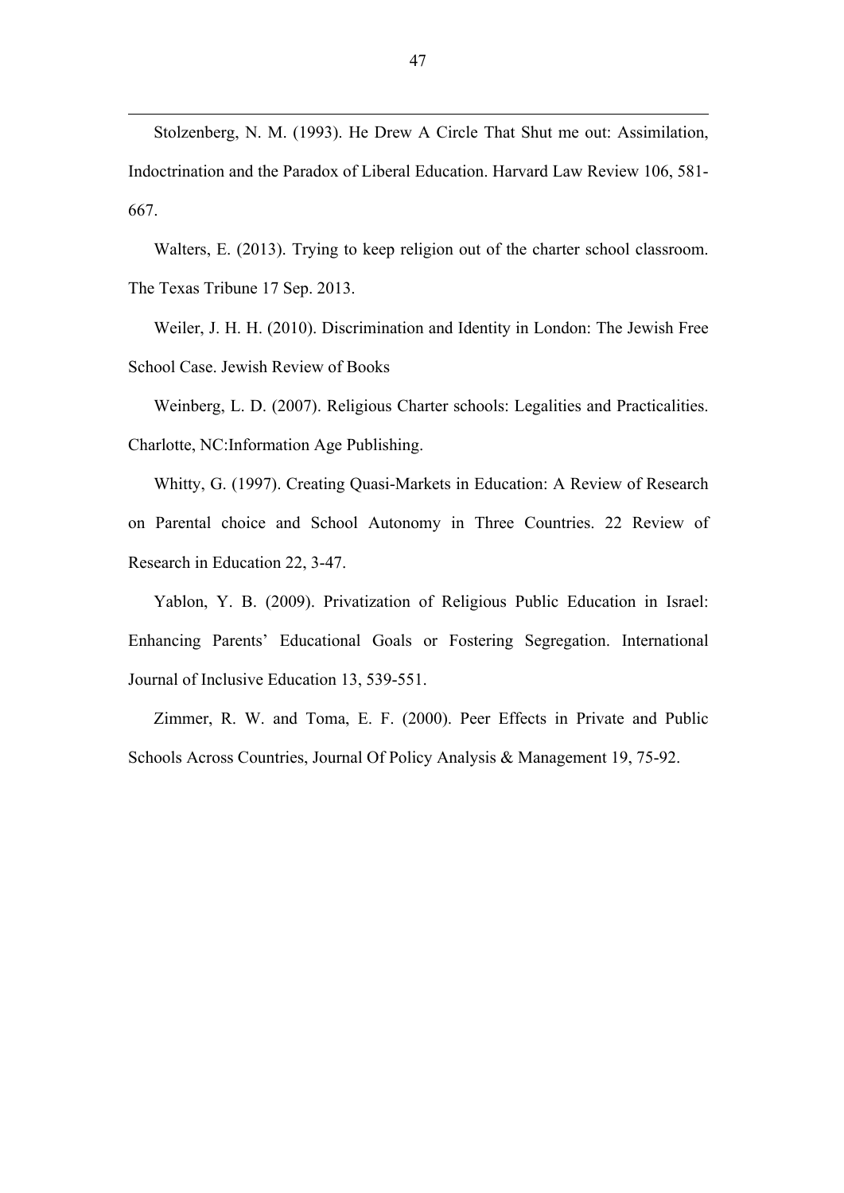Stolzenberg, N. M. (1993). He Drew A Circle That Shut me out: Assimilation, Indoctrination and the Paradox of Liberal Education. Harvard Law Review 106, 581-667.

Walters, E. (2013). Trying to keep religion out of the charter school classroom. The Texas Tribune 17 Sep. 2013.

Weiler, J. H. H. (2010). Discrimination and Identity in London: The Jewish Free School Case. Jewish Review of Books

Weinberg, L. D. (2007). Religious Charter schools: Legalities and Practicalities. Charlotte, NC:Information Age Publishing.

Whitty, G. (1997). Creating Quasi-Markets in Education: A Review of Research on Parental choice and School Autonomy in Three Countries. 22 Review of Research in Education 22, 3-47.

Yablon, Y. B. (2009). Privatization of Religious Public Education in Israel: Enhancing Parents' Educational Goals or Fostering Segregation. International Journal of Inclusive Education 13, 539-551.

Zimmer, R. W. and Toma, E. F. (2000). Peer Effects in Private and Public Schools Across Countries, Journal Of Policy Analysis & Management 19, 75-92.